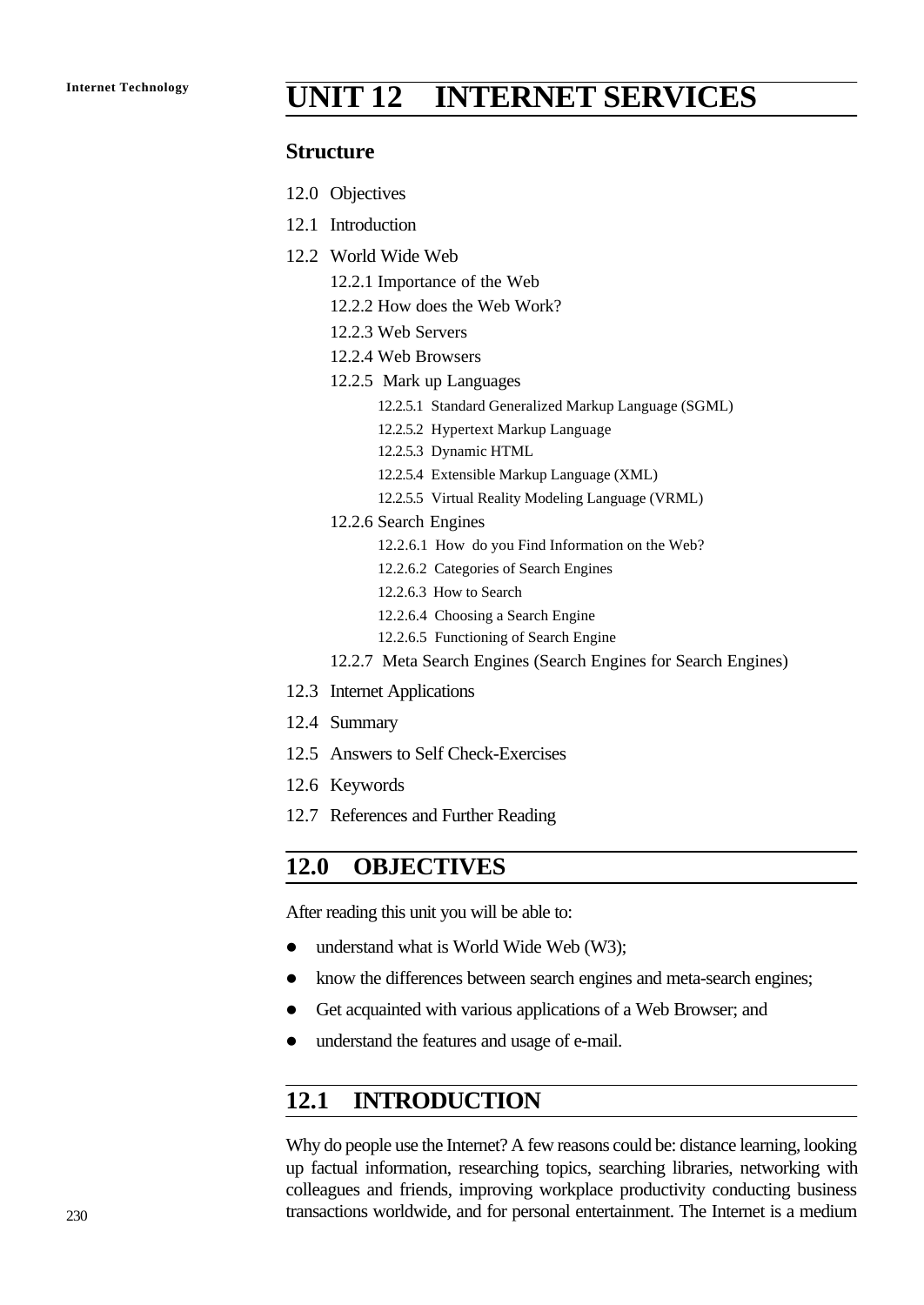# UNIT 12 INTERNET SERVICES

## Structure

12.0 Objectives

12.1 Introduction

12.2 World Wide Web

- 12.2.1 Importance of the Web
- 12.2.2 How does the Web Work?
- 12.2.3 Web Servers
- 12.2.4 Web Browsers
- 12.2.5 Mark up Languages
  - 12.2.5.1 Standard Generalized Markup Language (SGML)
  - 12.2.5.2 Hypertext Markup Language
  - 12.2.5.3 Dynamic HTML
  - 12.2.5.4 Extensible Markup Language (XML)
  - 12.2.5.5 Virtual Reality Modeling Language (VRML)
- 12.2.6 Search Engines
  - 12.2.6.1 How do you Find Information on the Web?
  - 12.2.6.2 Categories of Search Engines
  - 12.2.6.3 How to Search
  - 12.2.6.4 Choosing a Search Engine
  - 12.2.6.5 Functioning of Search Engine
- 12.2.7 Meta Search Engines (Search Engines for Search Engines)

12.3 Internet Applications

12.4 Summary

12.5 Answers to Self Check-Exercises

12.6 Keywords

12.7 References and Further Reading

## 12.0 OBJECTIVES

After reading this unit you will be able to:

- understand what is World Wide Web (W3);
- know the differences between search engines and meta-search engines;
- Get acquainted with various applications of a Web Browser; and
- understand the features and usage of e-mail.

## 12.1 INTRODUCTION

Why do people use the Internet? A few reasons could be: distance learning, looking up factual information, researching topics, searching libraries, networking with colleagues and friends, improving workplace productivity conducting business transactions worldwide, and for personal entertainment. The Internet is a medium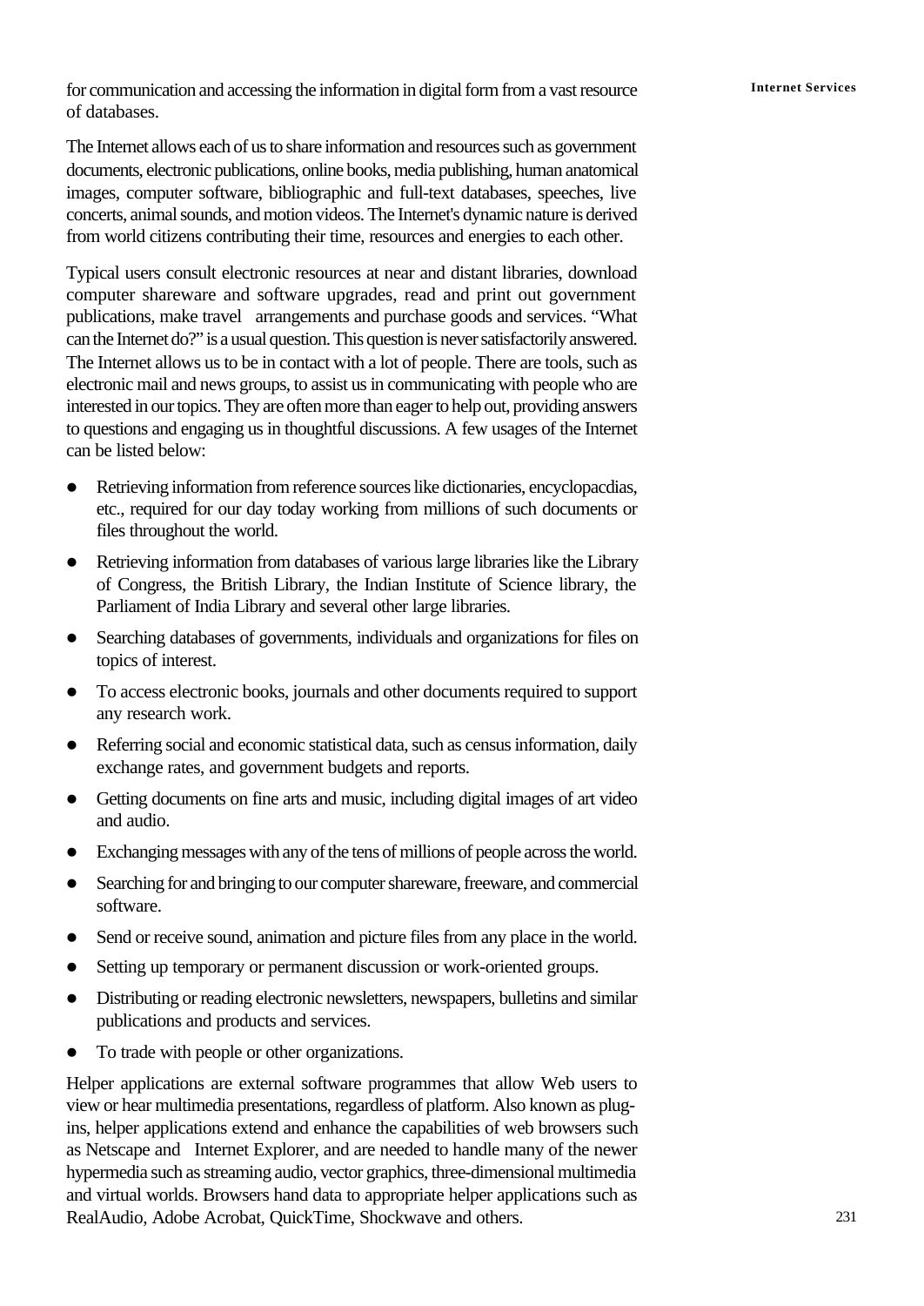for communication and accessing the information in digital form from a vast resource of databases.

The Internet allows each of us to share information and resources such as government documents, electronic publications, online books, media publishing, human anatomical images, computer software, bibliographic and full-text databases, speeches, live concerts, animal sounds, and motion videos. The Internet's dynamic nature is derived from world citizens contributing their time, resources and energies to each other.

Typical users consult electronic resources at near and distant libraries, download computer shareware and software upgrades, read and print out government publications, make travel arrangements and purchase goods and services. "What can the Internet do?" is a usual question. This question is never satisfactorily answered. The Internet allows us to be in contact with a lot of people. There are tools, such as electronic mail and news groups, to assist us in communicating with people who are interested in our topics. They are often more than eager to help out, providing answers to questions and engaging us in thoughtful discussions. A few usages of the Internet can be listed below:

- Retrieving information from reference sources like dictionaries, encyclopacdias, etc., required for our day today working from millions of such documents or files throughout the world.
- Retrieving information from databases of various large libraries like the Library of Congress, the British Library, the Indian Institute of Science library, the Parliament of India Library and several other large libraries.
- Searching databases of governments, individuals and organizations for files on topics of interest.
- To access electronic books, journals and other documents required to support any research work.
- Referring social and economic statistical data, such as census information, daily exchange rates, and government budgets and reports.
- Getting documents on fine arts and music, including digital images of art video and audio.
- Exchanging messages with any of the tens of millions of people across the world.
- Searching for and bringing to our computer shareware, freeware, and commercial software.
- Send or receive sound, animation and picture files from any place in the world.
- Setting up temporary or permanent discussion or work-oriented groups.
- Distributing or reading electronic newsletters, newspapers, bulletins and similar publications and products and services.
- To trade with people or other organizations.

Helper applications are external software programmes that allow Web users to view or hear multimedia presentations, regardless of platform. Also known as plug-ins, helper applications extend and enhance the capabilities of web browsers such as Netscape and Internet Explorer, and are needed to handle many of the newer hypermedia such as streaming audio, vector graphics, three-dimensional multimedia and virtual worlds. Browsers hand data to appropriate helper applications such as RealAudio, Adobe Acrobat, QuickTime, Shockwave and others.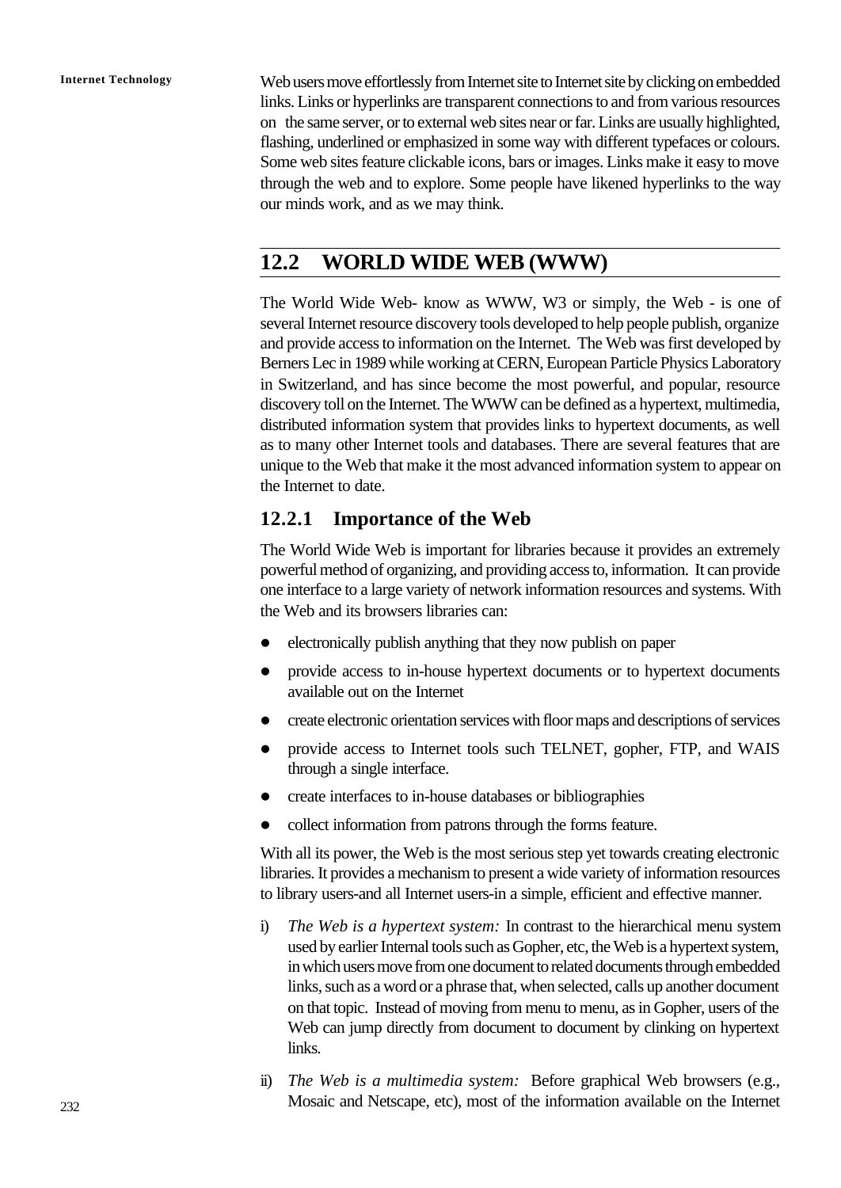Web users move effortlessly from Internet site to Internet site by clicking on embedded links. Links or hyperlinks are transparent connections to and from various resources on the same server, or to external web sites near or far. Links are usually highlighted, flashing, underlined or emphasized in some way with different typefaces or colours. Some web sites feature clickable icons, bars or images. Links make it easy to move through the web and to explore. Some people have likened hyperlinks to the way our minds work, and as we may think.

## 12.2 WORLD WIDE WEB (WWW)

The World Wide Web- know as WWW, W3 or simply, the Web - is one of several Internet resource discovery tools developed to help people publish, organize and provide access to information on the Internet. The Web was first developed by Berners Lec in 1989 while working at CERN, European Particle Physics Laboratory in Switzerland, and has since become the most powerful, and popular, resource discovery toll on the Internet. The WWW can be defined as a hypertext, multimedia, distributed information system that provides links to hypertext documents, as well as to many other Internet tools and databases. There are several features that are unique to the Web that make it the most advanced information system to appear on the Internet to date.

### 12.2.1 Importance of the Web

The World Wide Web is important for libraries because it provides an extremely powerful method of organizing, and providing access to, information. It can provide one interface to a large variety of network information resources and systems. With the Web and its browsers libraries can:

- electronically publish anything that they now publish on paper
- provide access to in-house hypertext documents or to hypertext documents available out on the Internet
- create electronic orientation services with floor maps and descriptions of services
- provide access to Internet tools such TELNET, gopher, FTP, and WAIS through a single interface.
- create interfaces to in-house databases or bibliographies
- collect information from patrons through the forms feature.

With all its power, the Web is the most serious step yet towards creating electronic libraries. It provides a mechanism to present a wide variety of information resources to library users-and all Internet users-in a simple, efficient and effective manner.

i) *The Web is a hypertext system:* In contrast to the hierarchical menu system used by earlier Internal tools such as Gopher, etc, the Web is a hypertext system, in which users move from one document to related documents through embedded links, such as a word or a phrase that, when selected, calls up another document on that topic. Instead of moving from menu to menu, as in Gopher, users of the Web can jump directly from document to document by clinking on hypertext links.

ii) *The Web is a multimedia system:* Before graphical Web browsers (e.g., Mosaic and Netscape, etc), most of the information available on the Internet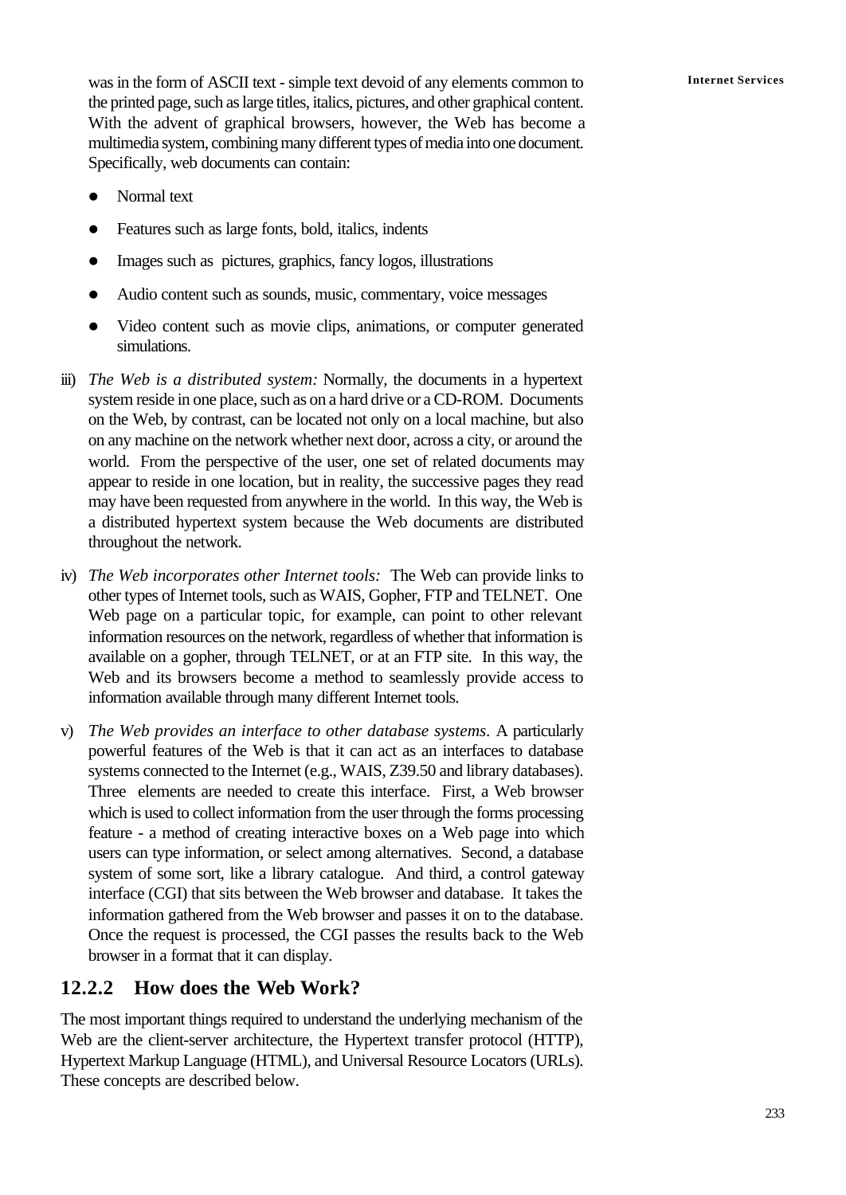was in the form of ASCII text - simple text devoid of any elements common to the printed page, such as large titles, italics, pictures, and other graphical content. With the advent of graphical browsers, however, the Web has become a multimedia system, combining many different types of media into one document. Specifically, web documents can contain:

- Normal text
- Features such as large fonts, bold, italics, indents
- Images such as pictures, graphics, fancy logos, illustrations
- Audio content such as sounds, music, commentary, voice messages
- Video content such as movie clips, animations, or computer generated simulations.

iii) *The Web is a distributed system:* Normally, the documents in a hypertext system reside in one place, such as on a hard drive or a CD-ROM. Documents on the Web, by contrast, can be located not only on a local machine, but also on any machine on the network whether next door, across a city, or around the world. From the perspective of the user, one set of related documents may appear to reside in one location, but in reality, the successive pages they read may have been requested from anywhere in the world. In this way, the Web is a distributed hypertext system because the Web documents are distributed throughout the network.

iv) *The Web incorporates other Internet tools:* The Web can provide links to other types of Internet tools, such as WAIS, Gopher, FTP and TELNET. One Web page on a particular topic, for example, can point to other relevant information resources on the network, regardless of whether that information is available on a gopher, through TELNET, or at an FTP site. In this way, the Web and its browsers become a method to seamlessly provide access to information available through many different Internet tools.

v) *The Web provides an interface to other database systems*. A particularly powerful features of the Web is that it can act as an interfaces to database systems connected to the Internet (e.g., WAIS, Z39.50 and library databases). Three elements are needed to create this interface. First, a Web browser which is used to collect information from the user through the forms processing feature - a method of creating interactive boxes on a Web page into which users can type information, or select among alternatives. Second, a database system of some sort, like a library catalogue. And third, a control gateway interface (CGI) that sits between the Web browser and database. It takes the information gathered from the Web browser and passes it on to the database. Once the request is processed, the CGI passes the results back to the Web browser in a format that it can display.

## 12.2.2 How does the Web Work?

The most important things required to understand the underlying mechanism of the Web are the client-server architecture, the Hypertext transfer protocol (HTTP), Hypertext Markup Language (HTML), and Universal Resource Locators (URLs). These concepts are described below.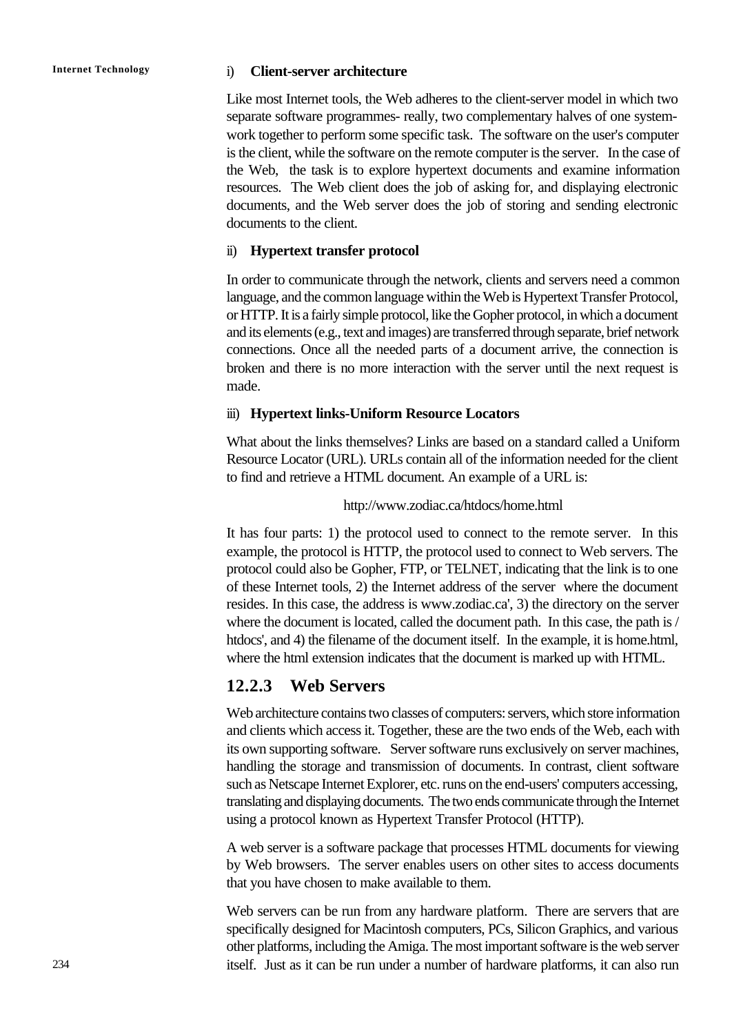i) **Client-server architecture**

Like most Internet tools, the Web adheres to the client-server model in which two separate software programmes- really, two complementary halves of one system- work together to perform some specific task. The software on the user's computer is the client, while the software on the remote computer is the server. In the case of the Web, the task is to explore hypertext documents and examine information resources. The Web client does the job of asking for, and displaying electronic documents, and the Web server does the job of storing and sending electronic documents to the client.

ii) **Hypertext transfer protocol**

In order to communicate through the network, clients and servers need a common language, and the common language within the Web is Hypertext Transfer Protocol, or HTTP. It is a fairly simple protocol, like the Gopher protocol, in which a document and its elements (e.g., text and images) are transferred through separate, brief network connections. Once all the needed parts of a document arrive, the connection is broken and there is no more interaction with the server until the next request is made.

iii) **Hypertext links-Uniform Resource Locators**

What about the links themselves? Links are based on a standard called a Uniform Resource Locator (URL). URLs contain all of the information needed for the client to find and retrieve a HTML document. An example of a URL is:

http://www.zodiac.ca/htdocs/home.html

It has four parts: 1) the protocol used to connect to the remote server. In this example, the protocol is HTTP, the protocol used to connect to Web servers. The protocol could also be Gopher, FTP, or TELNET, indicating that the link is to one of these Internet tools, 2) the Internet address of the server where the document resides. In this case, the address is www.zodiac.ca', 3) the directory on the server where the document is located, called the document path. In this case, the path is / htdocs', and 4) the filename of the document itself. In the example, it is home.html, where the html extension indicates that the document is marked up with HTML.

## 12.2.3 Web Servers

Web architecture contains two classes of computers: servers, which store information and clients which access it. Together, these are the two ends of the Web, each with its own supporting software. Server software runs exclusively on server machines, handling the storage and transmission of documents. In contrast, client software such as Netscape Internet Explorer, etc. runs on the end-users' computers accessing, translating and displaying documents. The two ends communicate through the Internet using a protocol known as Hypertext Transfer Protocol (HTTP).

A web server is a software package that processes HTML documents for viewing by Web browsers. The server enables users on other sites to access documents that you have chosen to make available to them.

Web servers can be run from any hardware platform. There are servers that are specifically designed for Macintosh computers, PCs, Silicon Graphics, and various other platforms, including the Amiga. The most important software is the web server itself. Just as it can be run under a number of hardware platforms, it can also run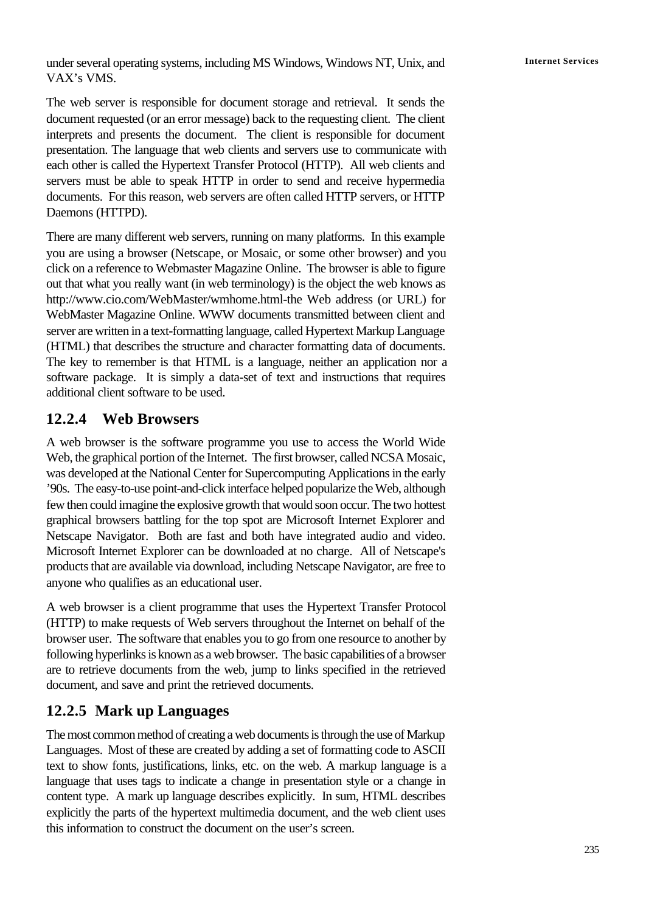under several operating systems, including MS Windows, Windows NT, Unix, and VAX's VMS.

The web server is responsible for document storage and retrieval. It sends the document requested (or an error message) back to the requesting client. The client interprets and presents the document. The client is responsible for document presentation. The language that web clients and servers use to communicate with each other is called the Hypertext Transfer Protocol (HTTP). All web clients and servers must be able to speak HTTP in order to send and receive hypermedia documents. For this reason, web servers are often called HTTP servers, or HTTP Daemons (HTTPD).

There are many different web servers, running on many platforms. In this example you are using a browser (Netscape, or Mosaic, or some other browser) and you click on a reference to Webmaster Magazine Online. The browser is able to figure out that what you really want (in web terminology) is the object the web knows as http://www.cio.com/WebMaster/wmhome.html-the Web address (or URL) for WebMaster Magazine Online. WWW documents transmitted between client and server are written in a text-formatting language, called Hypertext Markup Language (HTML) that describes the structure and character formatting data of documents. The key to remember is that HTML is a language, neither an application nor a software package. It is simply a data-set of text and instructions that requires additional client software to be used.

### 12.2.4 Web Browsers

A web browser is the software programme you use to access the World Wide Web, the graphical portion of the Internet. The first browser, called NCSA Mosaic, was developed at the National Center for Supercomputing Applications in the early '90s. The easy-to-use point-and-click interface helped popularize the Web, although few then could imagine the explosive growth that would soon occur. The two hottest graphical browsers battling for the top spot are Microsoft Internet Explorer and Netscape Navigator. Both are fast and both have integrated audio and video. Microsoft Internet Explorer can be downloaded at no charge. All of Netscape's products that are available via download, including Netscape Navigator, are free to anyone who qualifies as an educational user.

A web browser is a client programme that uses the Hypertext Transfer Protocol (HTTP) to make requests of Web servers throughout the Internet on behalf of the browser user. The software that enables you to go from one resource to another by following hyperlinks is known as a web browser. The basic capabilities of a browser are to retrieve documents from the web, jump to links specified in the retrieved document, and save and print the retrieved documents.

### 12.2.5 Mark up Languages

The most common method of creating a web documents is through the use of Markup Languages. Most of these are created by adding a set of formatting code to ASCII text to show fonts, justifications, links, etc. on the web. A markup language is a language that uses tags to indicate a change in presentation style or a change in content type. A mark up language describes explicitly. In sum, HTML describes explicitly the parts of the hypertext multimedia document, and the web client uses this information to construct the document on the user's screen.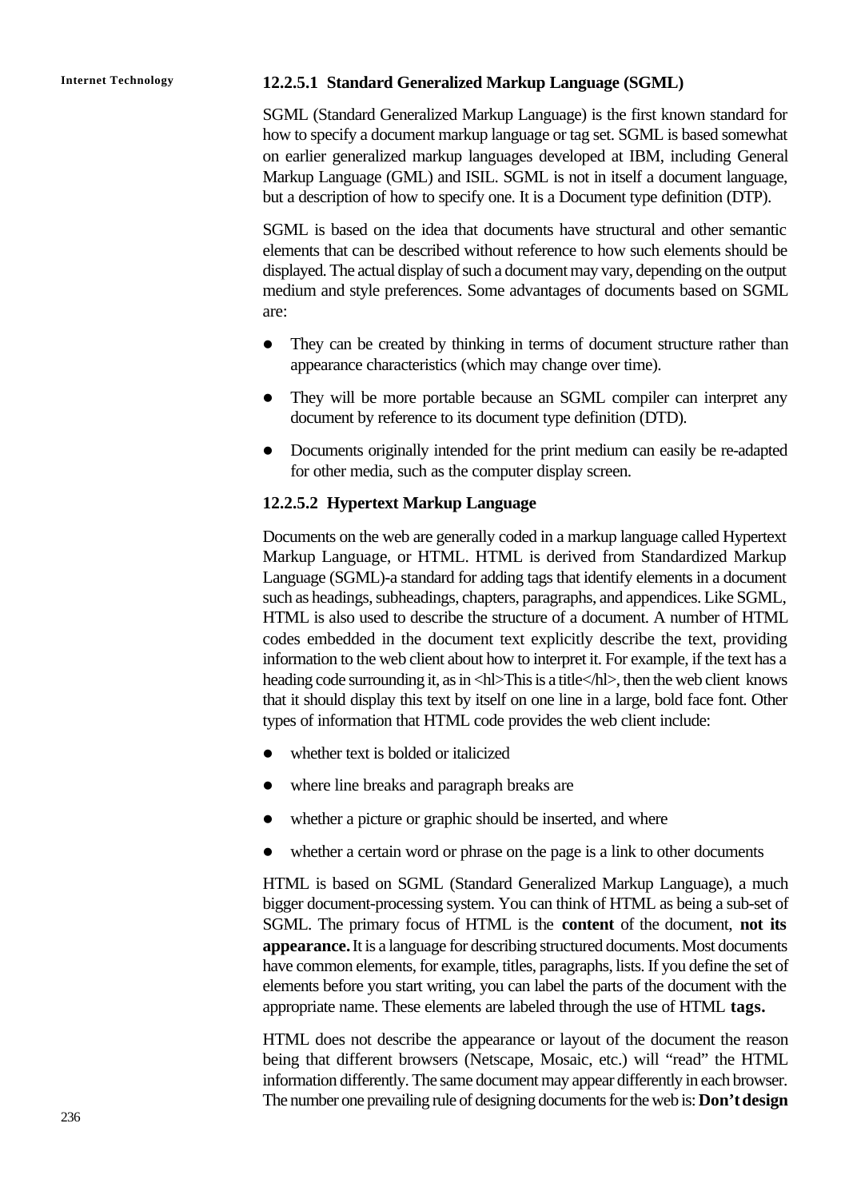#### 12.2.5.1 Standard Generalized Markup Language (SGML)

SGML (Standard Generalized Markup Language) is the first known standard for how to specify a document markup language or tag set. SGML is based somewhat on earlier generalized markup languages developed at IBM, including General Markup Language (GML) and ISIL. SGML is not in itself a document language, but a description of how to specify one. It is a Document type definition (DTP).

SGML is based on the idea that documents have structural and other semantic elements that can be described without reference to how such elements should be displayed. The actual display of such a document may vary, depending on the output medium and style preferences. Some advantages of documents based on SGML are:

- They can be created by thinking in terms of document structure rather than appearance characteristics (which may change over time).
- They will be more portable because an SGML compiler can interpret any document by reference to its document type definition (DTD).
- Documents originally intended for the print medium can easily be re-adapted for other media, such as the computer display screen.

#### 12.2.5.2 Hypertext Markup Language

Documents on the web are generally coded in a markup language called Hypertext Markup Language, or HTML. HTML is derived from Standardized Markup Language (SGML)-a standard for adding tags that identify elements in a document such as headings, subheadings, chapters, paragraphs, and appendices. Like SGML, HTML is also used to describe the structure of a document. A number of HTML codes embedded in the document text explicitly describe the text, providing information to the web client about how to interpret it. For example, if the text has a heading code surrounding it, as in <hl>This is a title</hl>, then the web client knows that it should display this text by itself on one line in a large, bold face font. Other types of information that HTML code provides the web client include:

- whether text is bolded or italicized
- where line breaks and paragraph breaks are
- whether a picture or graphic should be inserted, and where
- whether a certain word or phrase on the page is a link to other documents

HTML is based on SGML (Standard Generalized Markup Language), a much bigger document-processing system. You can think of HTML as being a sub-set of SGML. The primary focus of HTML is the **content** of the document, **not its appearance.** It is a language for describing structured documents. Most documents have common elements, for example, titles, paragraphs, lists. If you define the set of elements before you start writing, you can label the parts of the document with the appropriate name. These elements are labeled through the use of HTML **tags.**

HTML does not describe the appearance or layout of the document the reason being that different browsers (Netscape, Mosaic, etc.) will "read" the HTML information differently. The same document may appear differently in each browser. The number one prevailing rule of designing documents for the web is: **Don't design**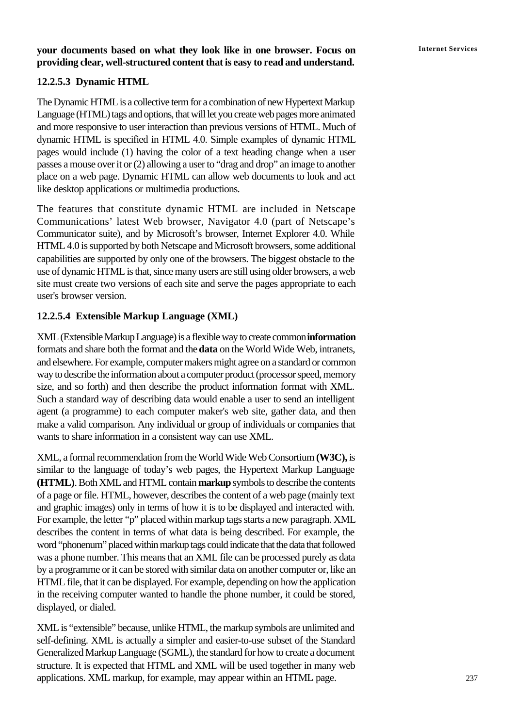**your documents based on what they look like in one browser. Focus on providing clear, well-structured content that is easy to read and understand.**

### 12.2.5.3 Dynamic HTML

The Dynamic HTML is a collective term for a combination of new Hypertext Markup Language (HTML) tags and options, that will let you create web pages more animated and more responsive to user interaction than previous versions of HTML. Much of dynamic HTML is specified in HTML 4.0. Simple examples of dynamic HTML pages would include (1) having the color of a text heading change when a user passes a mouse over it or (2) allowing a user to "drag and drop" an image to another place on a web page. Dynamic HTML can allow web documents to look and act like desktop applications or multimedia productions.

The features that constitute dynamic HTML are included in Netscape Communications' latest Web browser, Navigator 4.0 (part of Netscape's Communicator suite), and by Microsoft's browser, Internet Explorer 4.0. While HTML 4.0 is supported by both Netscape and Microsoft browsers, some additional capabilities are supported by only one of the browsers. The biggest obstacle to the use of dynamic HTML is that, since many users are still using older browsers, a web site must create two versions of each site and serve the pages appropriate to each user's browser version.

### 12.2.5.4 Extensible Markup Language (XML)

XML (Extensible Markup Language) is a flexible way to create common **information** formats and share both the format and the **data** on the World Wide Web, intranets, and elsewhere. For example, computer makers might agree on a standard or common way to describe the information about a computer product (processor speed, memory size, and so forth) and then describe the product information format with XML. Such a standard way of describing data would enable a user to send an intelligent agent (a programme) to each computer maker's web site, gather data, and then make a valid comparison. Any individual or group of individuals or companies that wants to share information in a consistent way can use XML.

XML, a formal recommendation from the World Wide Web Consortium **(W3C),** is similar to the language of today's web pages, the Hypertext Markup Language **(HTML)**. Both XML and HTML contain **markup** symbols to describe the contents of a page or file. HTML, however, describes the content of a web page (mainly text and graphic images) only in terms of how it is to be displayed and interacted with. For example, the letter "p" placed within markup tags starts a new paragraph. XML describes the content in terms of what data is being described. For example, the word "phonenum" placed within markup tags could indicate that the data that followed was a phone number. This means that an XML file can be processed purely as data by a programme or it can be stored with similar data on another computer or, like an HTML file, that it can be displayed. For example, depending on how the application in the receiving computer wanted to handle the phone number, it could be stored, displayed, or dialed.

XML is "extensible" because, unlike HTML, the markup symbols are unlimited and self-defining. XML is actually a simpler and easier-to-use subset of the Standard Generalized Markup Language (SGML), the standard for how to create a document structure. It is expected that HTML and XML will be used together in many web applications. XML markup, for example, may appear within an HTML page.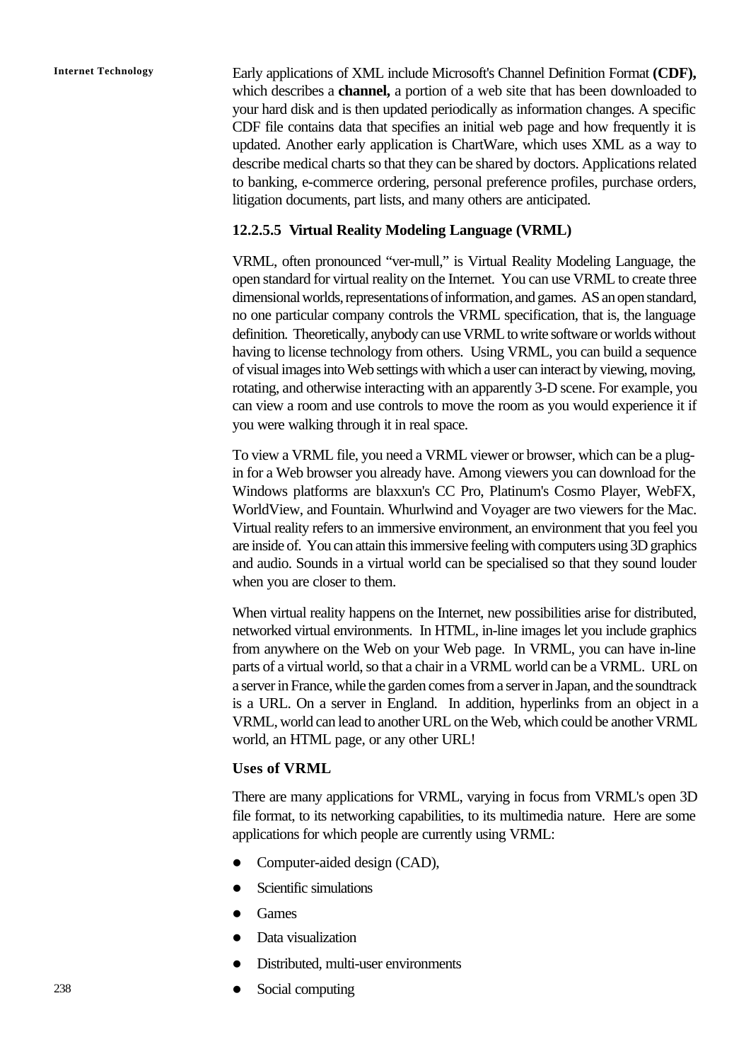Early applications of XML include Microsoft's Channel Definition Format **(CDF),** which describes a **channel,** a portion of a web site that has been downloaded to your hard disk and is then updated periodically as information changes. A specific CDF file contains data that specifies an initial web page and how frequently it is updated. Another early application is ChartWare, which uses XML as a way to describe medical charts so that they can be shared by doctors. Applications related to banking, e-commerce ordering, personal preference profiles, purchase orders, litigation documents, part lists, and many others are anticipated.

### 12.2.5.5 Virtual Reality Modeling Language (VRML)

VRML, often pronounced "ver-mull," is Virtual Reality Modeling Language, the open standard for virtual reality on the Internet. You can use VRML to create three dimensional worlds, representations of information, and games. AS an open standard, no one particular company controls the VRML specification, that is, the language definition. Theoretically, anybody can use VRML to write software or worlds without having to license technology from others. Using VRML, you can build a sequence of visual images into Web settings with which a user can interact by viewing, moving, rotating, and otherwise interacting with an apparently 3-D scene. For example, you can view a room and use controls to move the room as you would experience it if you were walking through it in real space.

To view a VRML file, you need a VRML viewer or browser, which can be a plug-in for a Web browser you already have. Among viewers you can download for the Windows platforms are blaxxun's CC Pro, Platinum's Cosmo Player, WebFX, WorldView, and Fountain. Whurlwind and Voyager are two viewers for the Mac. Virtual reality refers to an immersive environment, an environment that you feel you are inside of. You can attain this immersive feeling with computers using 3D graphics and audio. Sounds in a virtual world can be specialised so that they sound louder when you are closer to them.

When virtual reality happens on the Internet, new possibilities arise for distributed, networked virtual environments. In HTML, in-line images let you include graphics from anywhere on the Web on your Web page. In VRML, you can have in-line parts of a virtual world, so that a chair in a VRML world can be a VRML. URL on a server in France, while the garden comes from a server in Japan, and the soundtrack is a URL. On a server in England. In addition, hyperlinks from an object in a VRML, world can lead to another URL on the Web, which could be another VRML world, an HTML page, or any other URL!

#### Uses of VRML

There are many applications for VRML, varying in focus from VRML's open 3D file format, to its networking capabilities, to its multimedia nature. Here are some applications for which people are currently using VRML:

- Computer-aided design (CAD),
- Scientific simulations
- Games
- Data visualization
- Distributed, multi-user environments
- Social computing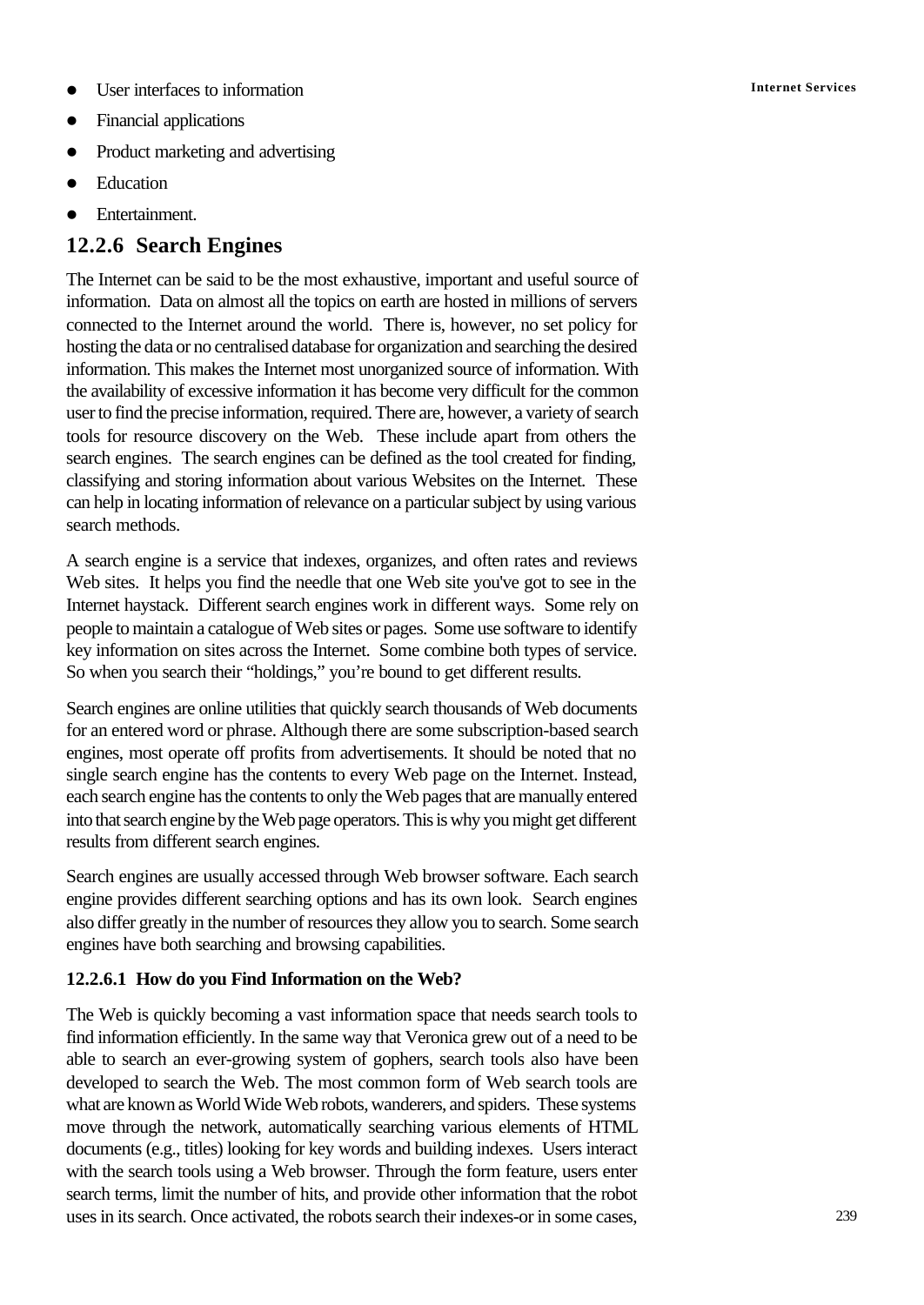- User interfaces to information
- Financial applications
- Product marketing and advertising
- Education
- Entertainment.

## 12.2.6 Search Engines

The Internet can be said to be the most exhaustive, important and useful source of information. Data on almost all the topics on earth are hosted in millions of servers connected to the Internet around the world. There is, however, no set policy for hosting the data or no centralised database for organization and searching the desired information. This makes the Internet most unorganized source of information. With the availability of excessive information it has become very difficult for the common user to find the precise information, required. There are, however, a variety of search tools for resource discovery on the Web. These include apart from others the search engines. The search engines can be defined as the tool created for finding, classifying and storing information about various Websites on the Internet. These can help in locating information of relevance on a particular subject by using various search methods.

A search engine is a service that indexes, organizes, and often rates and reviews Web sites. It helps you find the needle that one Web site you've got to see in the Internet haystack. Different search engines work in different ways. Some rely on people to maintain a catalogue of Web sites or pages. Some use software to identify key information on sites across the Internet. Some combine both types of service. So when you search their "holdings," you're bound to get different results.

Search engines are online utilities that quickly search thousands of Web documents for an entered word or phrase. Although there are some subscription-based search engines, most operate off profits from advertisements. It should be noted that no single search engine has the contents to every Web page on the Internet. Instead, each search engine has the contents to only the Web pages that are manually entered into that search engine by the Web page operators. This is why you might get different results from different search engines.

Search engines are usually accessed through Web browser software. Each search engine provides different searching options and has its own look. Search engines also differ greatly in the number of resources they allow you to search. Some search engines have both searching and browsing capabilities.

#### 12.2.6.1 How do you Find Information on the Web?

The Web is quickly becoming a vast information space that needs search tools to find information efficiently. In the same way that Veronica grew out of a need to be able to search an ever-growing system of gophers, search tools also have been developed to search the Web. The most common form of Web search tools are what are known as World Wide Web robots, wanderers, and spiders. These systems move through the network, automatically searching various elements of HTML documents (e.g., titles) looking for key words and building indexes. Users interact with the search tools using a Web browser. Through the form feature, users enter search terms, limit the number of hits, and provide other information that the robot uses in its search. Once activated, the robots search their indexes-or in some cases,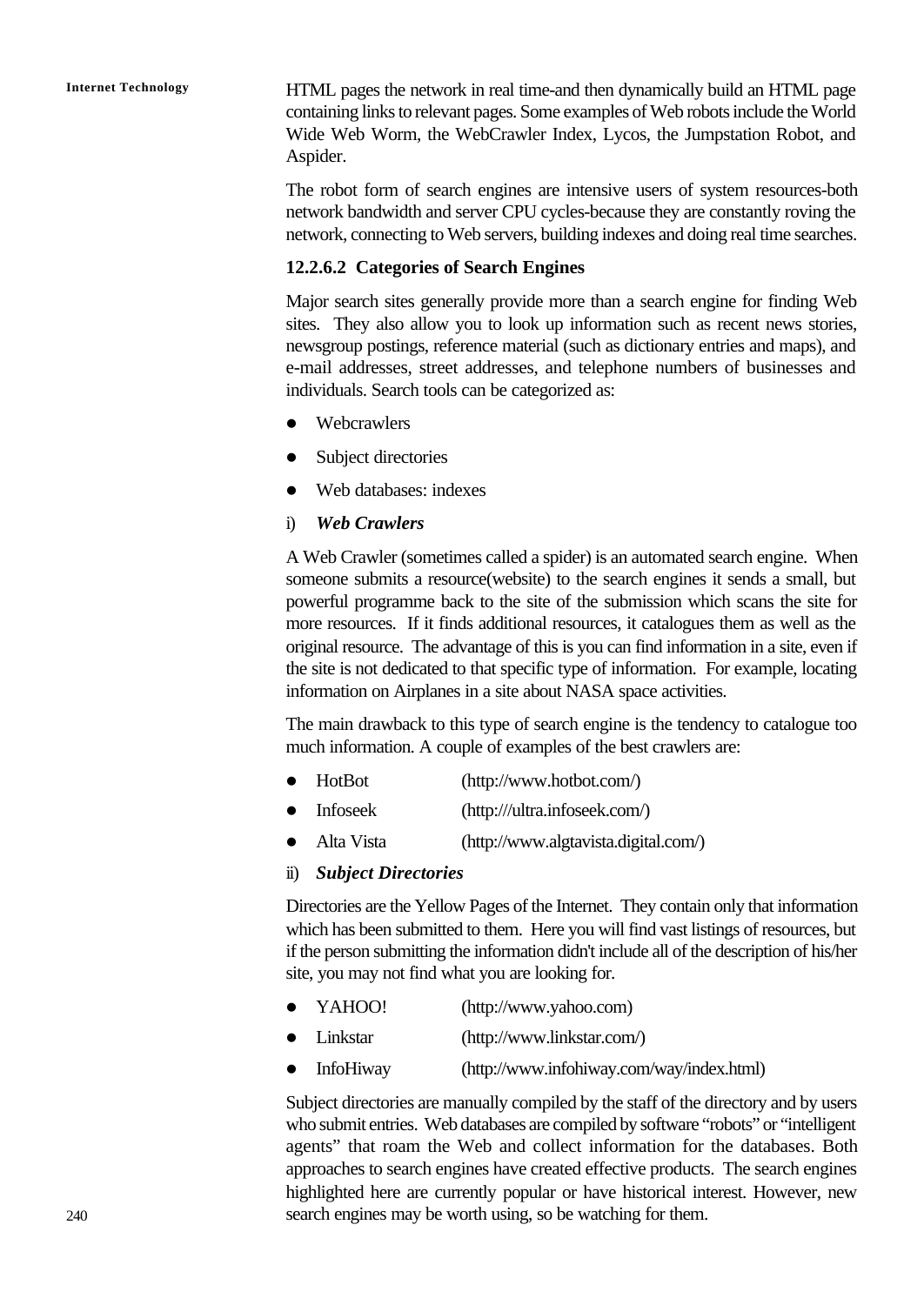HTML pages the network in real time-and then dynamically build an HTML page containing links to relevant pages. Some examples of Web robots include the World Wide Web Worm, the WebCrawler Index, Lycos, the Jumpstation Robot, and Aspider.

The robot form of search engines are intensive users of system resources-both network bandwidth and server CPU cycles-because they are constantly roving the network, connecting to Web servers, building indexes and doing real time searches.

#### 12.2.6.2 Categories of Search Engines

Major search sites generally provide more than a search engine for finding Web sites. They also allow you to look up information such as recent news stories, newsgroup postings, reference material (such as dictionary entries and maps), and e-mail addresses, street addresses, and telephone numbers of businesses and individuals. Search tools can be categorized as:

- Webcrawlers
- Subject directories
- Web databases: indexes

i) ***Web Crawlers***

A Web Crawler (sometimes called a spider) is an automated search engine. When someone submits a resource(website) to the search engines it sends a small, but powerful programme back to the site of the submission which scans the site for more resources. If it finds additional resources, it catalogues them as well as the original resource. The advantage of this is you can find information in a site, even if the site is not dedicated to that specific type of information. For example, locating information on Airplanes in a site about NASA space activities.

The main drawback to this type of search engine is the tendency to catalogue too much information. A couple of examples of the best crawlers are:

- HotBot (http://www.hotbot.com/)
- Infoseek (http:///ultra.infoseek.com/)
- Alta Vista (http://www.algtavista.digital.com/)

ii) ***Subject Directories***

Directories are the Yellow Pages of the Internet. They contain only that information which has been submitted to them. Here you will find vast listings of resources, but if the person submitting the information didn't include all of the description of his/her site, you may not find what you are looking for.

- YAHOO! (http://www.yahoo.com)
- Linkstar (http://www.linkstar.com/)
- InfoHiway (http://www.infohiway.com/way/index.html)

Subject directories are manually compiled by the staff of the directory and by users who submit entries. Web databases are compiled by software "robots" or "intelligent agents" that roam the Web and collect information for the databases. Both approaches to search engines have created effective products. The search engines highlighted here are currently popular or have historical interest. However, new search engines may be worth using, so be watching for them.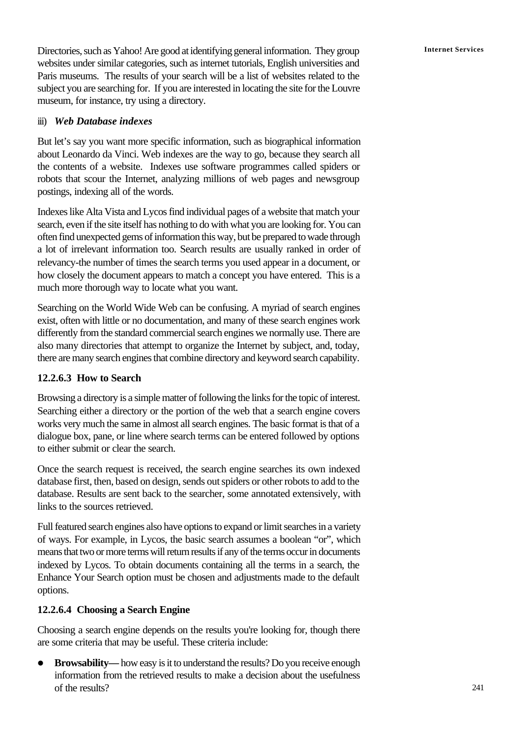Directories, such as Yahoo! Are good at identifying general information. They group websites under similar categories, such as internet tutorials, English universities and Paris museums. The results of your search will be a list of websites related to the subject you are searching for. If you are interested in locating the site for the Louvre museum, for instance, try using a directory.

iii) ***Web Database indexes***

But let's say you want more specific information, such as biographical information about Leonardo da Vinci. Web indexes are the way to go, because they search all the contents of a website. Indexes use software programmes called spiders or robots that scour the Internet, analyzing millions of web pages and newsgroup postings, indexing all of the words.

Indexes like Alta Vista and Lycos find individual pages of a website that match your search, even if the site itself has nothing to do with what you are looking for. You can often find unexpected gems of information this way, but be prepared to wade through a lot of irrelevant information too. Search results are usually ranked in order of relevancy-the number of times the search terms you used appear in a document, or how closely the document appears to match a concept you have entered. This is a much more thorough way to locate what you want.

Searching on the World Wide Web can be confusing. A myriad of search engines exist, often with little or no documentation, and many of these search engines work differently from the standard commercial search engines we normally use. There are also many directories that attempt to organize the Internet by subject, and, today, there are many search engines that combine directory and keyword search capability.

### 12.2.6.3 How to Search

Browsing a directory is a simple matter of following the links for the topic of interest. Searching either a directory or the portion of the web that a search engine covers works very much the same in almost all search engines. The basic format is that of a dialogue box, pane, or line where search terms can be entered followed by options to either submit or clear the search.

Once the search request is received, the search engine searches its own indexed database first, then, based on design, sends out spiders or other robots to add to the database. Results are sent back to the searcher, some annotated extensively, with links to the sources retrieved.

Full featured search engines also have options to expand or limit searches in a variety of ways. For example, in Lycos, the basic search assumes a boolean "or", which means that two or more terms will return results if any of the terms occur in documents indexed by Lycos. To obtain documents containing all the terms in a search, the Enhance Your Search option must be chosen and adjustments made to the default options.

### 12.2.6.4 Choosing a Search Engine

Choosing a search engine depends on the results you're looking for, though there are some criteria that may be useful. These criteria include:

- **Browsability—** how easy is it to understand the results? Do you receive enough information from the retrieved results to make a decision about the usefulness of the results?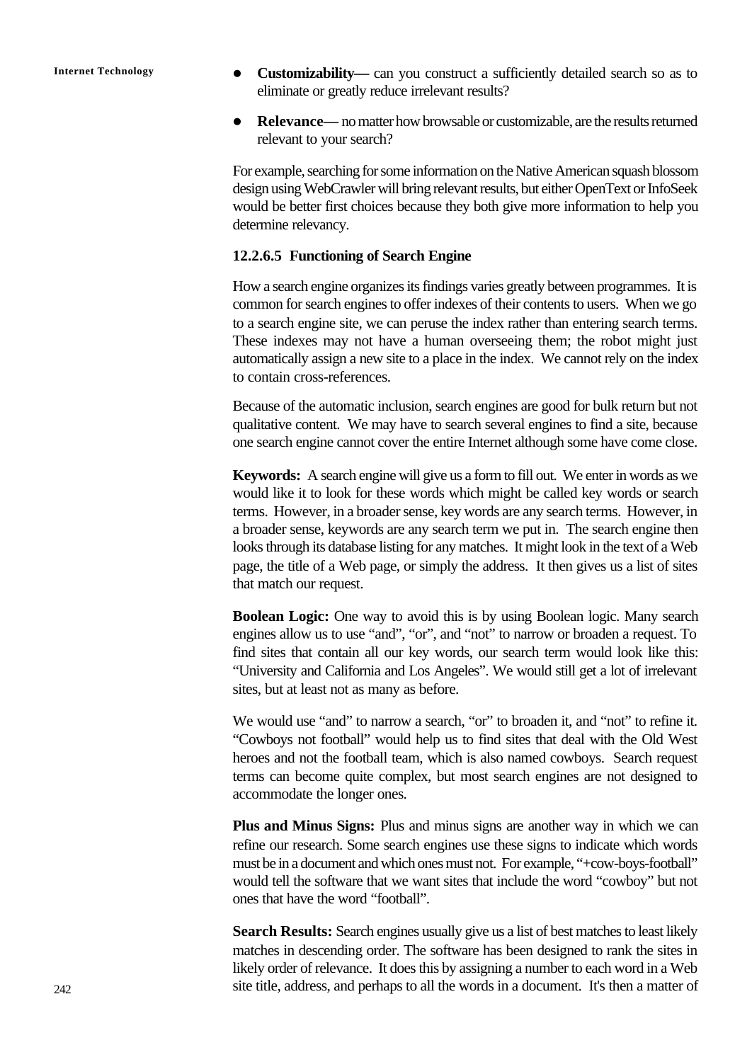- **Customizability—** can you construct a sufficiently detailed search so as to eliminate or greatly reduce irrelevant results?
- **Relevance—** no matter how browsable or customizable, are the results returned relevant to your search?

For example, searching for some information on the Native American squash blossom design using WebCrawler will bring relevant results, but either OpenText or InfoSeek would be better first choices because they both give more information to help you determine relevancy.

### 12.2.6.5 Functioning of Search Engine

How a search engine organizes its findings varies greatly between programmes. It is common for search engines to offer indexes of their contents to users. When we go to a search engine site, we can peruse the index rather than entering search terms. These indexes may not have a human overseeing them; the robot might just automatically assign a new site to a place in the index. We cannot rely on the index to contain cross-references.

Because of the automatic inclusion, search engines are good for bulk return but not qualitative content. We may have to search several engines to find a site, because one search engine cannot cover the entire Internet although some have come close.

**Keywords:** A search engine will give us a form to fill out. We enter in words as we would like it to look for these words which might be called key words or search terms. However, in a broader sense, key words are any search terms. However, in a broader sense, keywords are any search term we put in. The search engine then looks through its database listing for any matches. It might look in the text of a Web page, the title of a Web page, or simply the address. It then gives us a list of sites that match our request.

**Boolean Logic:** One way to avoid this is by using Boolean logic. Many search engines allow us to use "and", "or", and "not" to narrow or broaden a request. To find sites that contain all our key words, our search term would look like this: "University and California and Los Angeles". We would still get a lot of irrelevant sites, but at least not as many as before.

We would use "and" to narrow a search, "or" to broaden it, and "not" to refine it. "Cowboys not football" would help us to find sites that deal with the Old West heroes and not the football team, which is also named cowboys. Search request terms can become quite complex, but most search engines are not designed to accommodate the longer ones.

**Plus and Minus Signs:** Plus and minus signs are another way in which we can refine our research. Some search engines use these signs to indicate which words must be in a document and which ones must not. For example, "+cow-boys-football" would tell the software that we want sites that include the word "cowboy" but not ones that have the word "football".

**Search Results:** Search engines usually give us a list of best matches to least likely matches in descending order. The software has been designed to rank the sites in likely order of relevance. It does this by assigning a number to each word in a Web site title, address, and perhaps to all the words in a document. It's then a matter of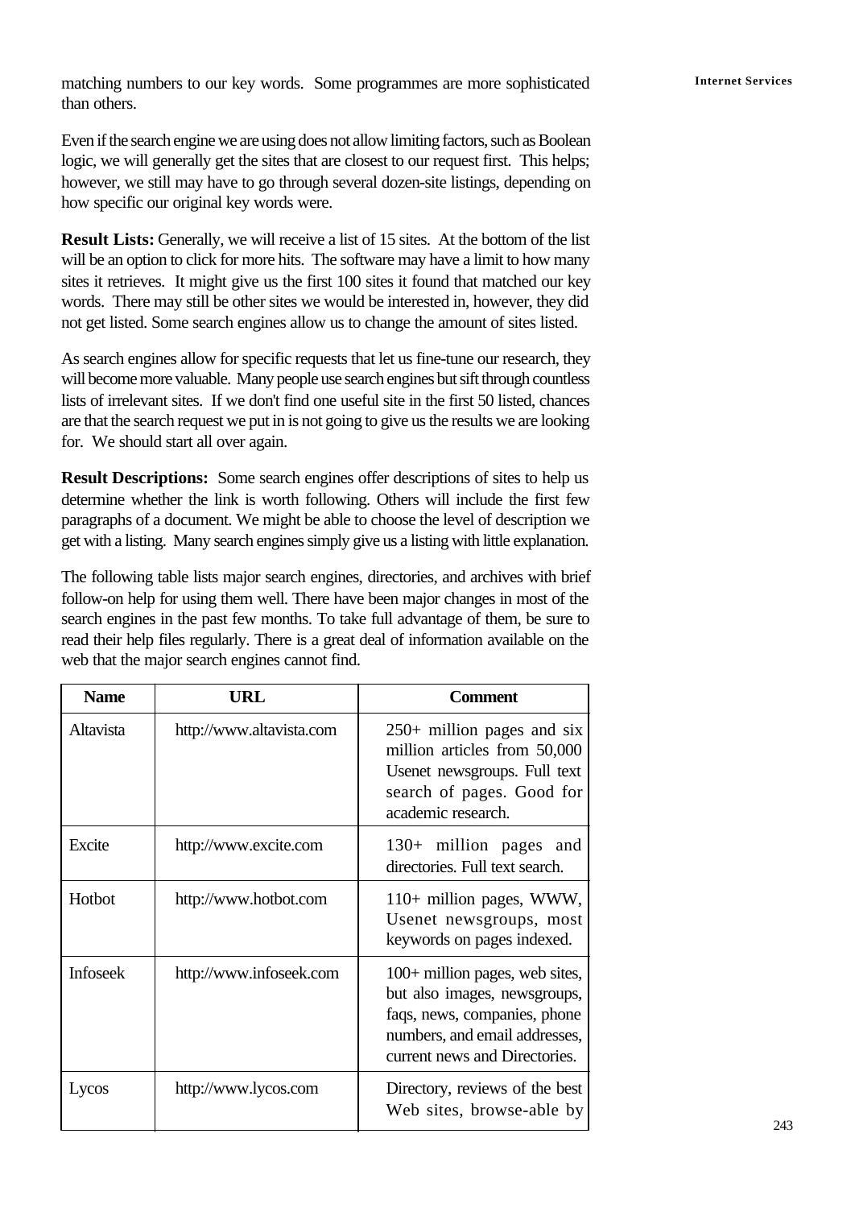matching numbers to our key words. Some programmes are more sophisticated than others.

Even if the search engine we are using does not allow limiting factors, such as Boolean logic, we will generally get the sites that are closest to our request first. This helps; however, we still may have to go through several dozen-site listings, depending on how specific our original key words were.

**Result Lists:** Generally, we will receive a list of 15 sites. At the bottom of the list will be an option to click for more hits. The software may have a limit to how many sites it retrieves. It might give us the first 100 sites it found that matched our key words. There may still be other sites we would be interested in, however, they did not get listed. Some search engines allow us to change the amount of sites listed.

As search engines allow for specific requests that let us fine-tune our research, they will become more valuable. Many people use search engines but sift through countless lists of irrelevant sites. If we don't find one useful site in the first 50 listed, chances are that the search request we put in is not going to give us the results we are looking for. We should start all over again.

**Result Descriptions:** Some search engines offer descriptions of sites to help us determine whether the link is worth following. Others will include the first few paragraphs of a document. We might be able to choose the level of description we get with a listing. Many search engines simply give us a listing with little explanation.

The following table lists major search engines, directories, and archives with brief follow-on help for using them well. There have been major changes in most of the search engines in the past few months. To take full advantage of them, be sure to read their help files regularly. There is a great deal of information available on the web that the major search engines cannot find.

| Name | URL | Comment |
|---|---|---|
| Altavista | http://www.altavista.com | 250+ million pages and six million articles from 50,000 Usenet newsgroups. Full text search of pages. Good for academic research. |
| Excite | http://www.excite.com | 130+ million pages and directories. Full text search. |
| Hotbot | http://www.hotbot.com | 110+ million pages, WWW, Usenet newsgroups, most keywords on pages indexed. |
| Infoseek | http://www.infoseek.com | 100+ million pages, web sites, but also images, newsgroups, faqs, news, companies, phone numbers, and email addresses, current news and Directories. |
| Lycos | http://www.lycos.com | Directory, reviews of the best Web sites, browse-able by |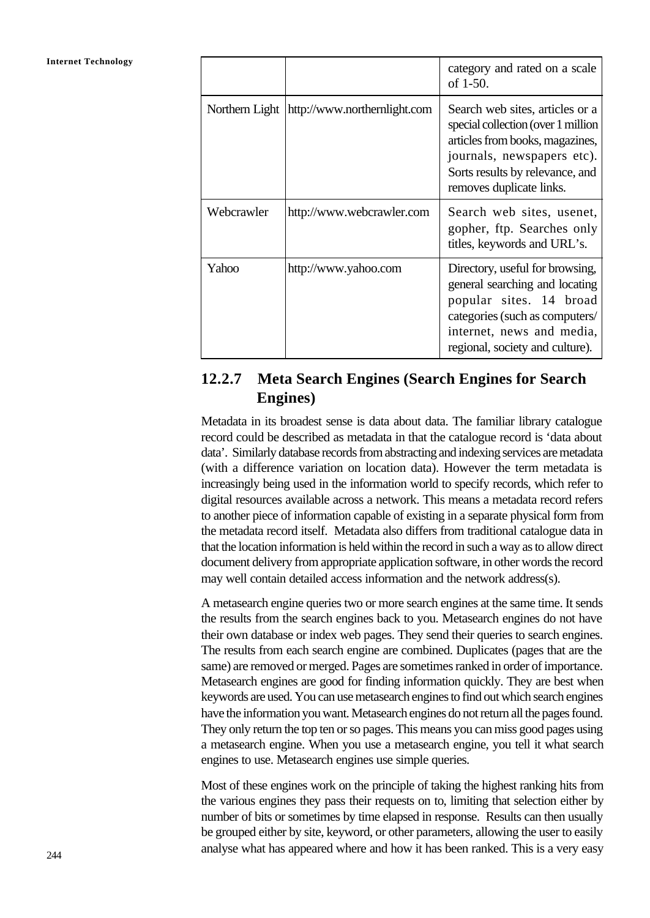| | | |
|---|---|---|
| | | category and rated on a scale of 1-50. |
| Northern Light | http://www.northernlight.com | Search web sites, articles or a special collection (over 1 million articles from books, magazines, journals, newspapers etc). Sorts results by relevance, and removes duplicate links. |
| Webcrawler | http://www.webcrawler.com | Search web sites, usenet, gopher, ftp. Searches only titles, keywords and URL's. |
| Yahoo | http://www.yahoo.com | Directory, useful for browsing, general searching and locating popular sites. 14 broad categories (such as computers/ internet, news and media, regional, society and culture). |

### 12.2.7 Meta Search Engines (Search Engines for Search Engines)

Metadata in its broadest sense is data about data. The familiar library catalogue record could be described as metadata in that the catalogue record is 'data about data'. Similarly database records from abstracting and indexing services are metadata (with a difference variation on location data). However the term metadata is increasingly being used in the information world to specify records, which refer to digital resources available across a network. This means a metadata record refers to another piece of information capable of existing in a separate physical form from the metadata record itself. Metadata also differs from traditional catalogue data in that the location information is held within the record in such a way as to allow direct document delivery from appropriate application software, in other words the record may well contain detailed access information and the network address(s).

A metasearch engine queries two or more search engines at the same time. It sends the results from the search engines back to you. Metasearch engines do not have their own database or index web pages. They send their queries to search engines. The results from each search engine are combined. Duplicates (pages that are the same) are removed or merged. Pages are sometimes ranked in order of importance. Metasearch engines are good for finding information quickly. They are best when keywords are used. You can use metasearch engines to find out which search engines have the information you want. Metasearch engines do not return all the pages found. They only return the top ten or so pages. This means you can miss good pages using a metasearch engine. When you use a metasearch engine, you tell it what search engines to use. Metasearch engines use simple queries.

Most of these engines work on the principle of taking the highest ranking hits from the various engines they pass their requests on to, limiting that selection either by number of bits or sometimes by time elapsed in response. Results can then usually be grouped either by site, keyword, or other parameters, allowing the user to easily analyse what has appeared where and how it has been ranked. This is a very easy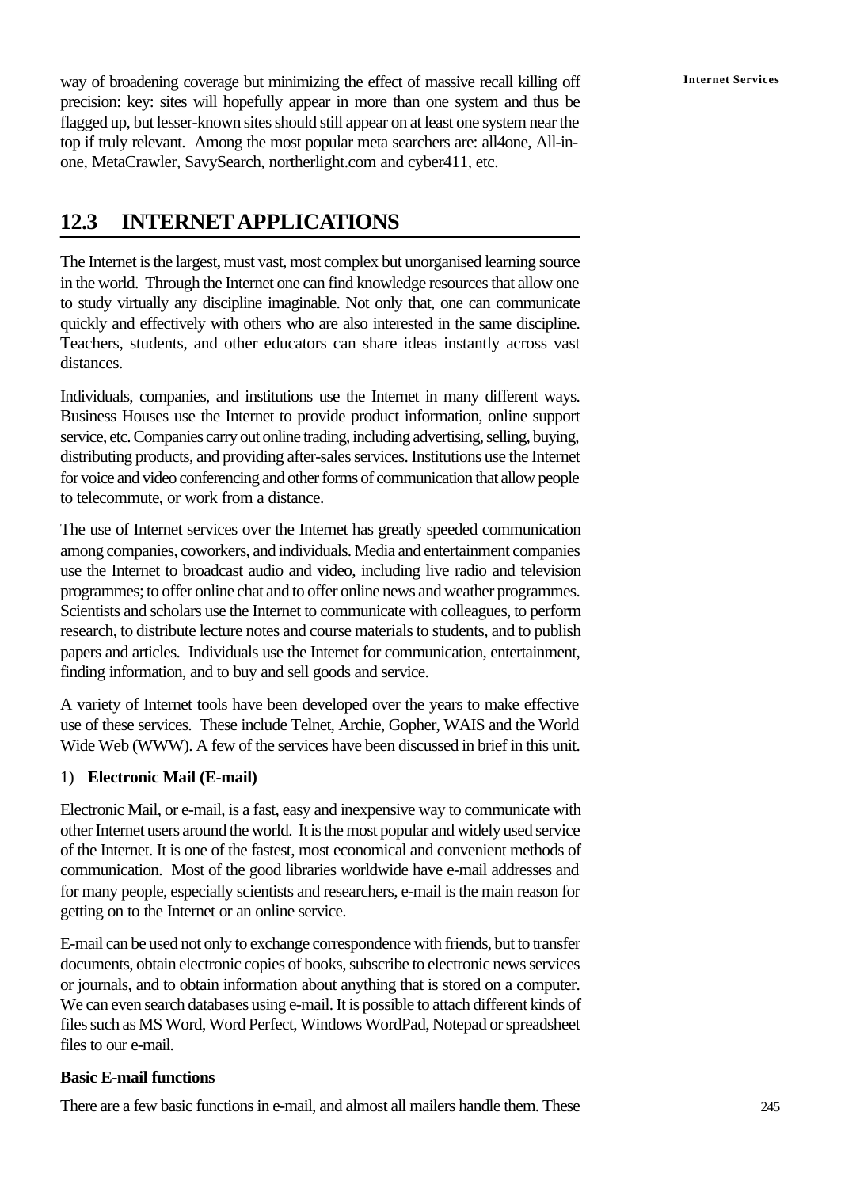way of broadening coverage but minimizing the effect of massive recall killing off precision: key: sites will hopefully appear in more than one system and thus be flagged up, but lesser-known sites should still appear on at least one system near the top if truly relevant. Among the most popular meta searchers are: all4one, All-in-one, MetaCrawler, SavySearch, northerlight.com and cyber411, etc.

## 12.3 INTERNET APPLICATIONS

The Internet is the largest, must vast, most complex but unorganised learning source in the world. Through the Internet one can find knowledge resources that allow one to study virtually any discipline imaginable. Not only that, one can communicate quickly and effectively with others who are also interested in the same discipline. Teachers, students, and other educators can share ideas instantly across vast distances.

Individuals, companies, and institutions use the Internet in many different ways. Business Houses use the Internet to provide product information, online support service, etc. Companies carry out online trading, including advertising, selling, buying, distributing products, and providing after-sales services. Institutions use the Internet for voice and video conferencing and other forms of communication that allow people to telecommute, or work from a distance.

The use of Internet services over the Internet has greatly speeded communication among companies, coworkers, and individuals. Media and entertainment companies use the Internet to broadcast audio and video, including live radio and television programmes; to offer online chat and to offer online news and weather programmes. Scientists and scholars use the Internet to communicate with colleagues, to perform research, to distribute lecture notes and course materials to students, and to publish papers and articles. Individuals use the Internet for communication, entertainment, finding information, and to buy and sell goods and service.

A variety of Internet tools have been developed over the years to make effective use of these services. These include Telnet, Archie, Gopher, WAIS and the World Wide Web (WWW). A few of the services have been discussed in brief in this unit.

1) **Electronic Mail (E-mail)**

Electronic Mail, or e-mail, is a fast, easy and inexpensive way to communicate with other Internet users around the world. It is the most popular and widely used service of the Internet. It is one of the fastest, most economical and convenient methods of communication. Most of the good libraries worldwide have e-mail addresses and for many people, especially scientists and researchers, e-mail is the main reason for getting on to the Internet or an online service.

E-mail can be used not only to exchange correspondence with friends, but to transfer documents, obtain electronic copies of books, subscribe to electronic news services or journals, and to obtain information about anything that is stored on a computer. We can even search databases using e-mail. It is possible to attach different kinds of files such as MS Word, Word Perfect, Windows WordPad, Notepad or spreadsheet files to our e-mail.

**Basic E-mail functions**

There are a few basic functions in e-mail, and almost all mailers handle them. These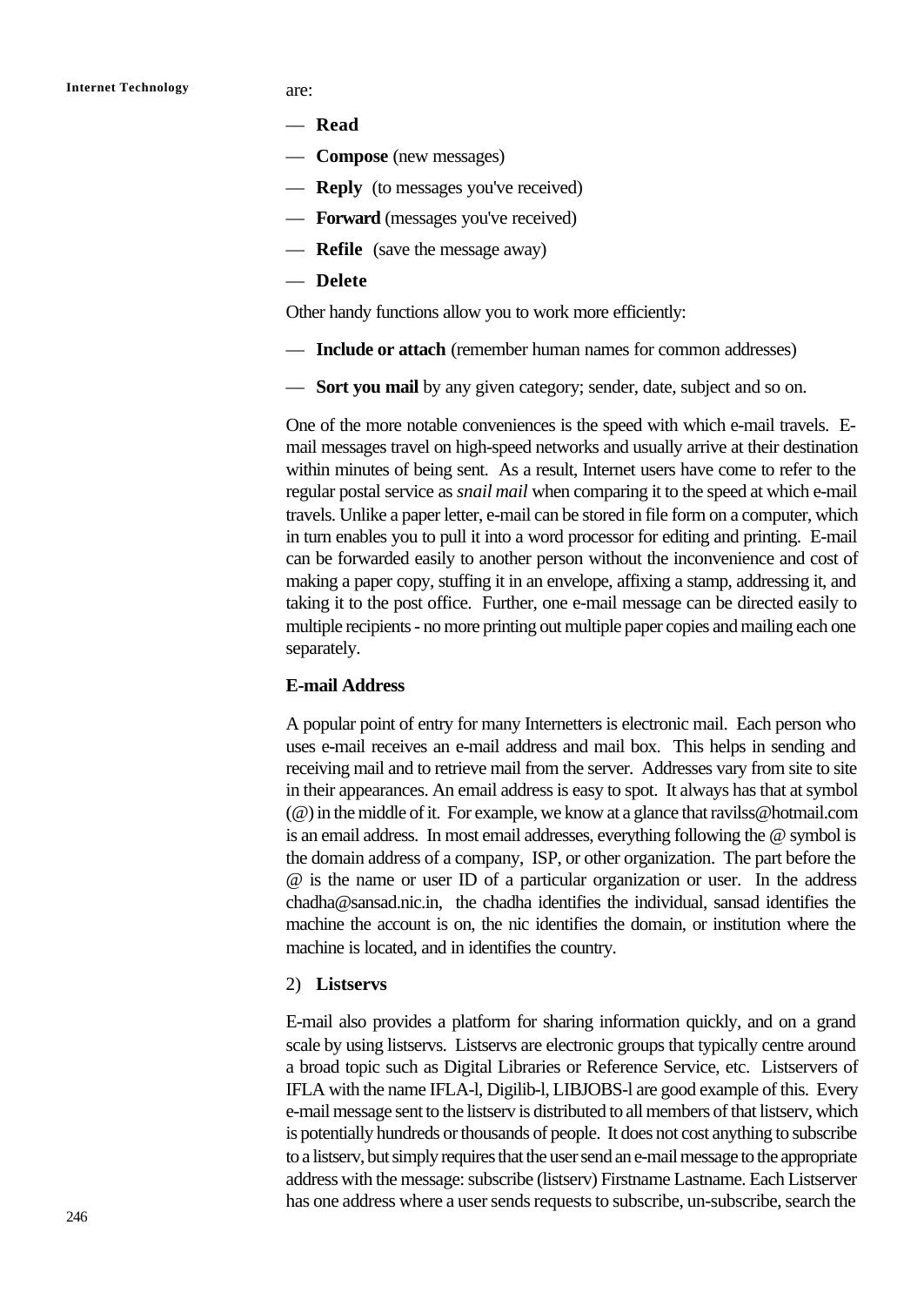are:

— **Read**

— **Compose** (new messages)

— **Reply** (to messages you've received)

— **Forward** (messages you've received)

— **Refile** (save the message away)

— **Delete**

Other handy functions allow you to work more efficiently:

— **Include or attach** (remember human names for common addresses)

— **Sort you mail** by any given category; sender, date, subject and so on.

One of the more notable conveniences is the speed with which e-mail travels. E-mail messages travel on high-speed networks and usually arrive at their destination within minutes of being sent. As a result, Internet users have come to refer to the regular postal service as *snail mail* when comparing it to the speed at which e-mail travels. Unlike a paper letter, e-mail can be stored in file form on a computer, which in turn enables you to pull it into a word processor for editing and printing. E-mail can be forwarded easily to another person without the inconvenience and cost of making a paper copy, stuffing it in an envelope, affixing a stamp, addressing it, and taking it to the post office. Further, one e-mail message can be directed easily to multiple recipients - no more printing out multiple paper copies and mailing each one separately.

**E-mail Address**

A popular point of entry for many Internetters is electronic mail. Each person who uses e-mail receives an e-mail address and mail box. This helps in sending and receiving mail and to retrieve mail from the server. Addresses vary from site to site in their appearances. An email address is easy to spot. It always has that at symbol (@) in the middle of it. For example, we know at a glance that ravilss@hotmail.com is an email address. In most email addresses, everything following the @ symbol is the domain address of a company, ISP, or other organization. The part before the @ is the name or user ID of a particular organization or user. In the address chadha@sansad.nic.in, the chadha identifies the individual, sansad identifies the machine the account is on, the nic identifies the domain, or institution where the machine is located, and in identifies the country.

2) **Listservs**

E-mail also provides a platform for sharing information quickly, and on a grand scale by using listservs. Listservs are electronic groups that typically centre around a broad topic such as Digital Libraries or Reference Service, etc. Listservers of IFLA with the name IFLA-l, Digilib-l, LIBJOBS-l are good example of this. Every e-mail message sent to the listserv is distributed to all members of that listserv, which is potentially hundreds or thousands of people. It does not cost anything to subscribe to a listserv, but simply requires that the user send an e-mail message to the appropriate address with the message: subscribe (listserv) Firstname Lastname. Each Listserver has one address where a user sends requests to subscribe, un-subscribe, search the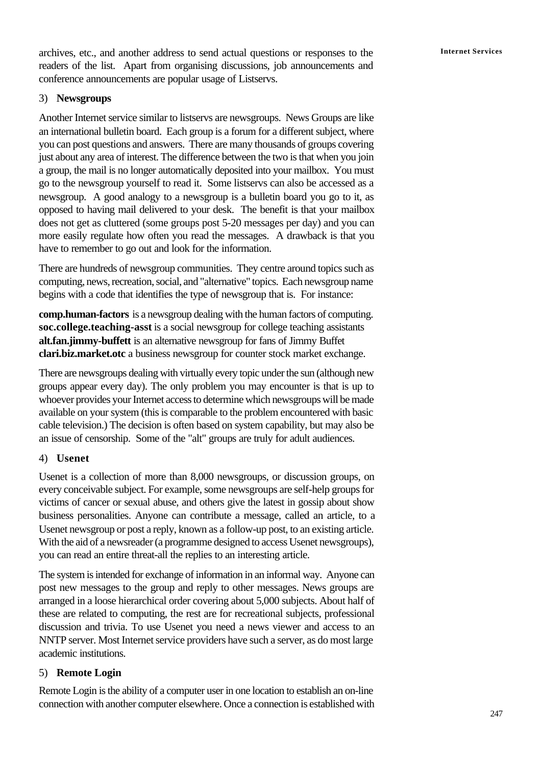archives, etc., and another address to send actual questions or responses to the readers of the list. Apart from organising discussions, job announcements and conference announcements are popular usage of Listservs.

3) **Newsgroups**

Another Internet service similar to listservs are newsgroups. News Groups are like an international bulletin board. Each group is a forum for a different subject, where you can post questions and answers. There are many thousands of groups covering just about any area of interest. The difference between the two is that when you join a group, the mail is no longer automatically deposited into your mailbox. You must go to the newsgroup yourself to read it. Some listservs can also be accessed as a newsgroup. A good analogy to a newsgroup is a bulletin board you go to it, as opposed to having mail delivered to your desk. The benefit is that your mailbox does not get as cluttered (some groups post 5-20 messages per day) and you can more easily regulate how often you read the messages. A drawback is that you have to remember to go out and look for the information.

There are hundreds of newsgroup communities. They centre around topics such as computing, news, recreation, social, and "alternative" topics. Each newsgroup name begins with a code that identifies the type of newsgroup that is. For instance:

**comp.human-factors** is a newsgroup dealing with the human factors of computing.
**soc.college.teaching-asst** is a social newsgroup for college teaching assistants
**alt.fan.jimmy-buffett** is an alternative newsgroup for fans of Jimmy Buffet
**clari.biz.market.otc** a business newsgroup for counter stock market exchange.

There are newsgroups dealing with virtually every topic under the sun (although new groups appear every day). The only problem you may encounter is that is up to whoever provides your Internet access to determine which newsgroups will be made available on your system (this is comparable to the problem encountered with basic cable television.) The decision is often based on system capability, but may also be an issue of censorship. Some of the "alt" groups are truly for adult audiences.

4) **Usenet**

Usenet is a collection of more than 8,000 newsgroups, or discussion groups, on every conceivable subject. For example, some newsgroups are self-help groups for victims of cancer or sexual abuse, and others give the latest in gossip about show business personalities. Anyone can contribute a message, called an article, to a Usenet newsgroup or post a reply, known as a follow-up post, to an existing article. With the aid of a newsreader (a programme designed to access Usenet newsgroups), you can read an entire threat-all the replies to an interesting article.

The system is intended for exchange of information in an informal way. Anyone can post new messages to the group and reply to other messages. News groups are arranged in a loose hierarchical order covering about 5,000 subjects. About half of these are related to computing, the rest are for recreational subjects, professional discussion and trivia. To use Usenet you need a news viewer and access to an NNTP server. Most Internet service providers have such a server, as do most large academic institutions.

5) **Remote Login**

Remote Login is the ability of a computer user in one location to establish an on-line connection with another computer elsewhere. Once a connection is established with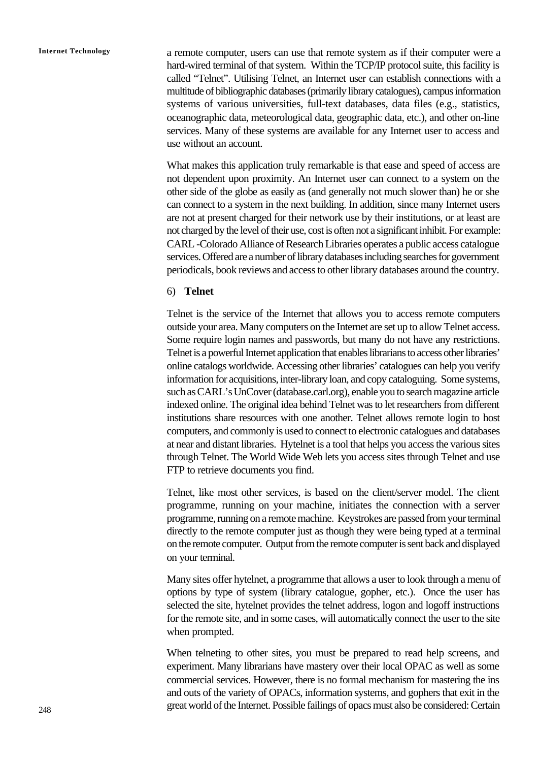a remote computer, users can use that remote system as if their computer were a hard-wired terminal of that system. Within the TCP/IP protocol suite, this facility is called "Telnet". Utilising Telnet, an Internet user can establish connections with a multitude of bibliographic databases (primarily library catalogues), campus information systems of various universities, full-text databases, data files (e.g., statistics, oceanographic data, meteorological data, geographic data, etc.), and other on-line services. Many of these systems are available for any Internet user to access and use without an account.

What makes this application truly remarkable is that ease and speed of access are not dependent upon proximity. An Internet user can connect to a system on the other side of the globe as easily as (and generally not much slower than) he or she can connect to a system in the next building. In addition, since many Internet users are not at present charged for their network use by their institutions, or at least are not charged by the level of their use, cost is often not a significant inhibit. For example: CARL -Colorado Alliance of Research Libraries operates a public access catalogue services. Offered are a number of library databases including searches for government periodicals, book reviews and access to other library databases around the country.

6) **Telnet**

Telnet is the service of the Internet that allows you to access remote computers outside your area. Many computers on the Internet are set up to allow Telnet access. Some require login names and passwords, but many do not have any restrictions. Telnet is a powerful Internet application that enables librarians to access other libraries' online catalogs worldwide. Accessing other libraries' catalogues can help you verify information for acquisitions, inter-library loan, and copy cataloguing. Some systems, such as CARL's UnCover (database.carl.org), enable you to search magazine article indexed online. The original idea behind Telnet was to let researchers from different institutions share resources with one another. Telnet allows remote login to host computers, and commonly is used to connect to electronic catalogues and databases at near and distant libraries. Hytelnet is a tool that helps you access the various sites through Telnet. The World Wide Web lets you access sites through Telnet and use FTP to retrieve documents you find.

Telnet, like most other services, is based on the client/server model. The client programme, running on your machine, initiates the connection with a server programme, running on a remote machine. Keystrokes are passed from your terminal directly to the remote computer just as though they were being typed at a terminal on the remote computer. Output from the remote computer is sent back and displayed on your terminal.

Many sites offer hytelnet, a programme that allows a user to look through a menu of options by type of system (library catalogue, gopher, etc.). Once the user has selected the site, hytelnet provides the telnet address, logon and logoff instructions for the remote site, and in some cases, will automatically connect the user to the site when prompted.

When telneting to other sites, you must be prepared to read help screens, and experiment. Many librarians have mastery over their local OPAC as well as some commercial services. However, there is no formal mechanism for mastering the ins and outs of the variety of OPACs, information systems, and gophers that exit in the great world of the Internet. Possible failings of opacs must also be considered: Certain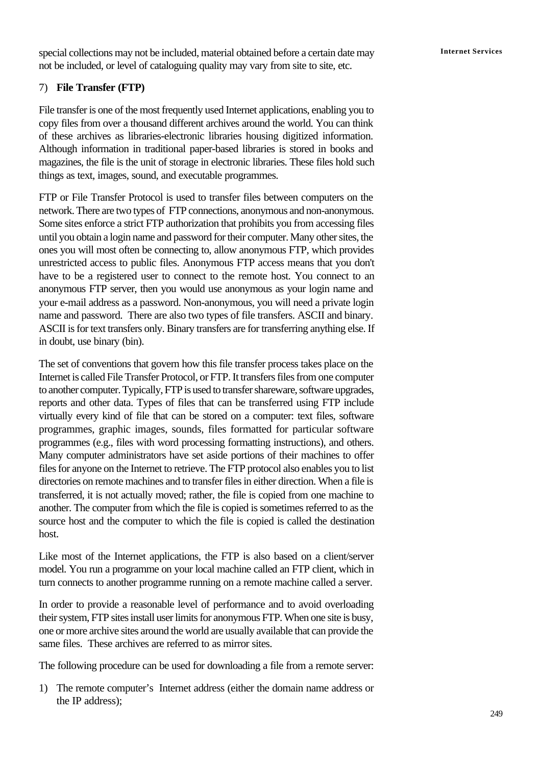special collections may not be included, material obtained before a certain date may not be included, or level of cataloguing quality may vary from site to site, etc.

7) **File Transfer (FTP)**

File transfer is one of the most frequently used Internet applications, enabling you to copy files from over a thousand different archives around the world. You can think of these archives as libraries-electronic libraries housing digitized information. Although information in traditional paper-based libraries is stored in books and magazines, the file is the unit of storage in electronic libraries. These files hold such things as text, images, sound, and executable programmes.

FTP or File Transfer Protocol is used to transfer files between computers on the network. There are two types of FTP connections, anonymous and non-anonymous. Some sites enforce a strict FTP authorization that prohibits you from accessing files until you obtain a login name and password for their computer. Many other sites, the ones you will most often be connecting to, allow anonymous FTP, which provides unrestricted access to public files. Anonymous FTP access means that you don't have to be a registered user to connect to the remote host. You connect to an anonymous FTP server, then you would use anonymous as your login name and your e-mail address as a password. Non-anonymous, you will need a private login name and password. There are also two types of file transfers. ASCII and binary. ASCII is for text transfers only. Binary transfers are for transferring anything else. If in doubt, use binary (bin).

The set of conventions that govern how this file transfer process takes place on the Internet is called File Transfer Protocol, or FTP. It transfers files from one computer to another computer. Typically, FTP is used to transfer shareware, software upgrades, reports and other data. Types of files that can be transferred using FTP include virtually every kind of file that can be stored on a computer: text files, software programmes, graphic images, sounds, files formatted for particular software programmes (e.g., files with word processing formatting instructions), and others. Many computer administrators have set aside portions of their machines to offer files for anyone on the Internet to retrieve. The FTP protocol also enables you to list directories on remote machines and to transfer files in either direction. When a file is transferred, it is not actually moved; rather, the file is copied from one machine to another. The computer from which the file is copied is sometimes referred to as the source host and the computer to which the file is copied is called the destination host.

Like most of the Internet applications, the FTP is also based on a client/server model. You run a programme on your local machine called an FTP client, which in turn connects to another programme running on a remote machine called a server.

In order to provide a reasonable level of performance and to avoid overloading their system, FTP sites install user limits for anonymous FTP. When one site is busy, one or more archive sites around the world are usually available that can provide the same files. These archives are referred to as mirror sites.

The following procedure can be used for downloading a file from a remote server:

1) The remote computer's Internet address (either the domain name address or the IP address);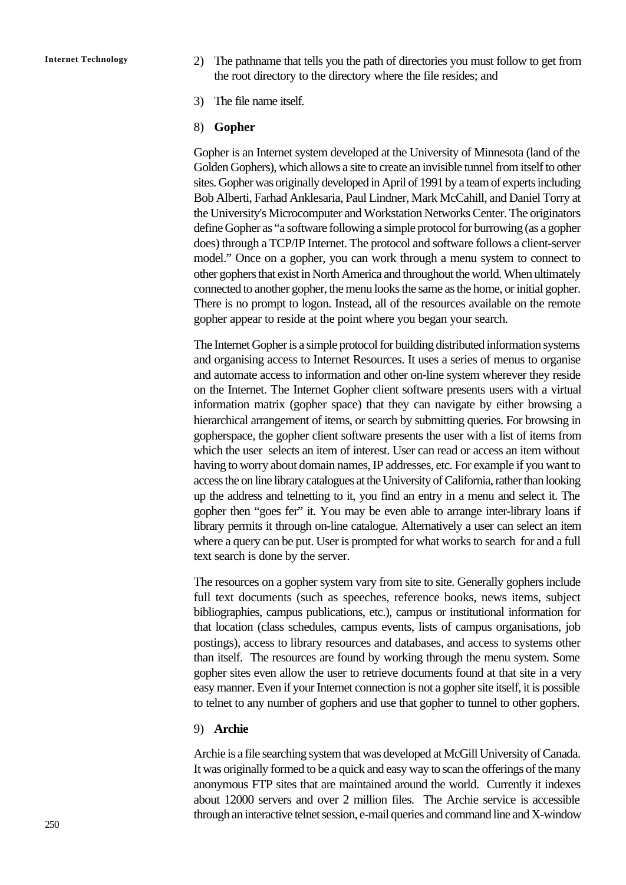2) The pathname that tells you the path of directories you must follow to get from the root directory to the directory where the file resides; and

3) The file name itself.

8) **Gopher**

Gopher is an Internet system developed at the University of Minnesota (land of the Golden Gophers), which allows a site to create an invisible tunnel from itself to other sites. Gopher was originally developed in April of 1991 by a team of experts including Bob Alberti, Farhad Anklesaria, Paul Lindner, Mark McCahill, and Daniel Torry at the University's Microcomputer and Workstation Networks Center. The originators define Gopher as "a software following a simple protocol for burrowing (as a gopher does) through a TCP/IP Internet. The protocol and software follows a client-server model." Once on a gopher, you can work through a menu system to connect to other gophers that exist in North America and throughout the world. When ultimately connected to another gopher, the menu looks the same as the home, or initial gopher. There is no prompt to logon. Instead, all of the resources available on the remote gopher appear to reside at the point where you began your search.

The Internet Gopher is a simple protocol for building distributed information systems and organising access to Internet Resources. It uses a series of menus to organise and automate access to information and other on-line system wherever they reside on the Internet. The Internet Gopher client software presents users with a virtual information matrix (gopher space) that they can navigate by either browsing a hierarchical arrangement of items, or search by submitting queries. For browsing in gopherspace, the gopher client software presents the user with a list of items from which the user selects an item of interest. User can read or access an item without having to worry about domain names, IP addresses, etc. For example if you want to access the on line library catalogues at the University of California, rather than looking up the address and telnetting to it, you find an entry in a menu and select it. The gopher then "goes fer" it. You may be even able to arrange inter-library loans if library permits it through on-line catalogue. Alternatively a user can select an item where a query can be put. User is prompted for what works to search for and a full text search is done by the server.

The resources on a gopher system vary from site to site. Generally gophers include full text documents (such as speeches, reference books, news items, subject bibliographies, campus publications, etc.), campus or institutional information for that location (class schedules, campus events, lists of campus organisations, job postings), access to library resources and databases, and access to systems other than itself. The resources are found by working through the menu system. Some gopher sites even allow the user to retrieve documents found at that site in a very easy manner. Even if your Internet connection is not a gopher site itself, it is possible to telnet to any number of gophers and use that gopher to tunnel to other gophers.

9) **Archie**

Archie is a file searching system that was developed at McGill University of Canada. It was originally formed to be a quick and easy way to scan the offerings of the many anonymous FTP sites that are maintained around the world. Currently it indexes about 12000 servers and over 2 million files. The Archie service is accessible through an interactive telnet session, e-mail queries and command line and X-window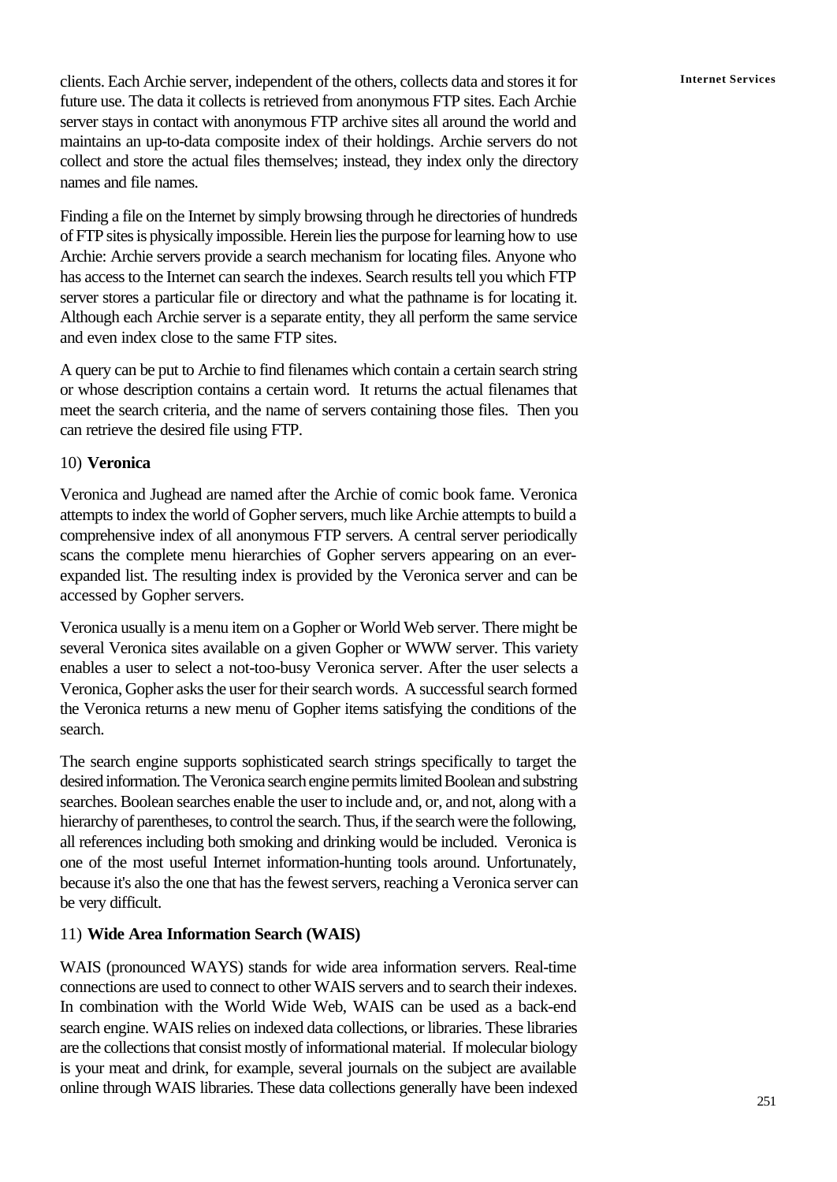clients. Each Archie server, independent of the others, collects data and stores it for future use. The data it collects is retrieved from anonymous FTP sites. Each Archie server stays in contact with anonymous FTP archive sites all around the world and maintains an up-to-data composite index of their holdings. Archie servers do not collect and store the actual files themselves; instead, they index only the directory names and file names.

Finding a file on the Internet by simply browsing through he directories of hundreds of FTP sites is physically impossible. Herein lies the purpose for learning how to use Archie: Archie servers provide a search mechanism for locating files. Anyone who has access to the Internet can search the indexes. Search results tell you which FTP server stores a particular file or directory and what the pathname is for locating it. Although each Archie server is a separate entity, they all perform the same service and even index close to the same FTP sites.

A query can be put to Archie to find filenames which contain a certain search string or whose description contains a certain word. It returns the actual filenames that meet the search criteria, and the name of servers containing those files. Then you can retrieve the desired file using FTP.

10) **Veronica**

Veronica and Jughead are named after the Archie of comic book fame. Veronica attempts to index the world of Gopher servers, much like Archie attempts to build a comprehensive index of all anonymous FTP servers. A central server periodically scans the complete menu hierarchies of Gopher servers appearing on an ever-expanded list. The resulting index is provided by the Veronica server and can be accessed by Gopher servers.

Veronica usually is a menu item on a Gopher or World Web server. There might be several Veronica sites available on a given Gopher or WWW server. This variety enables a user to select a not-too-busy Veronica server. After the user selects a Veronica, Gopher asks the user for their search words. A successful search formed the Veronica returns a new menu of Gopher items satisfying the conditions of the search.

The search engine supports sophisticated search strings specifically to target the desired information. The Veronica search engine permits limited Boolean and substring searches. Boolean searches enable the user to include and, or, and not, along with a hierarchy of parentheses, to control the search. Thus, if the search were the following, all references including both smoking and drinking would be included. Veronica is one of the most useful Internet information-hunting tools around. Unfortunately, because it's also the one that has the fewest servers, reaching a Veronica server can be very difficult.

11) **Wide Area Information Search (WAIS)**

WAIS (pronounced WAYS) stands for wide area information servers. Real-time connections are used to connect to other WAIS servers and to search their indexes. In combination with the World Wide Web, WAIS can be used as a back-end search engine. WAIS relies on indexed data collections, or libraries. These libraries are the collections that consist mostly of informational material. If molecular biology is your meat and drink, for example, several journals on the subject are available online through WAIS libraries. These data collections generally have been indexed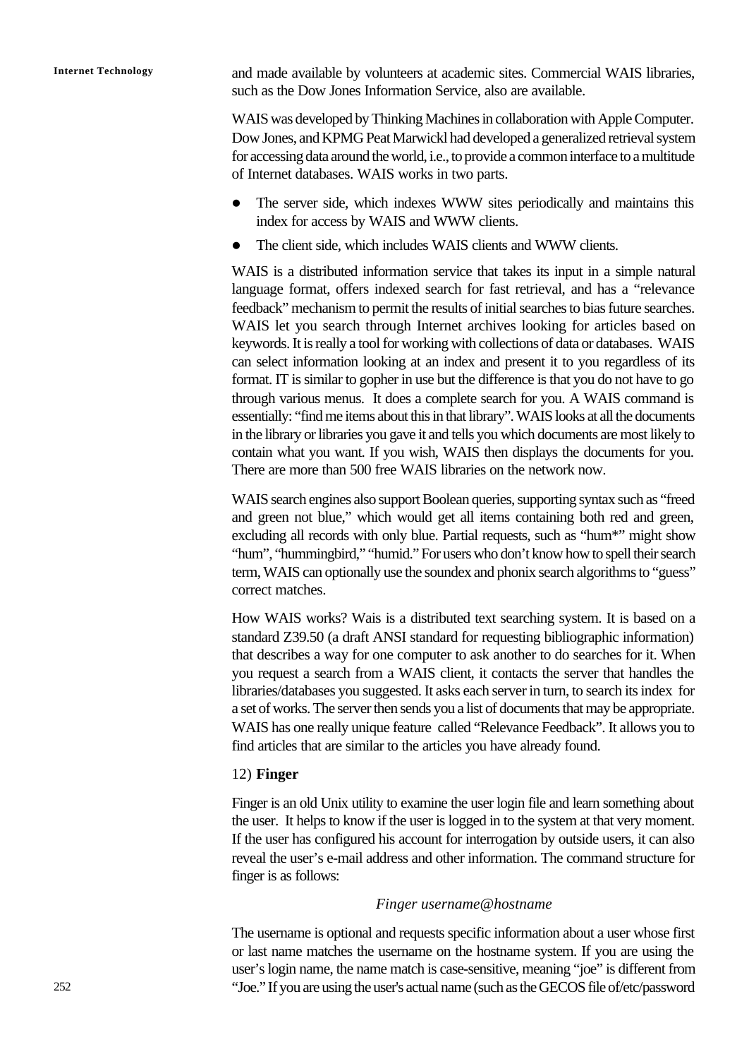and made available by volunteers at academic sites. Commercial WAIS libraries, such as the Dow Jones Information Service, also are available.

WAIS was developed by Thinking Machines in collaboration with Apple Computer. Dow Jones, and KPMG Peat Marwickl had developed a generalized retrieval system for accessing data around the world, i.e., to provide a common interface to a multitude of Internet databases. WAIS works in two parts.

- The server side, which indexes WWW sites periodically and maintains this index for access by WAIS and WWW clients.
- The client side, which includes WAIS clients and WWW clients.

WAIS is a distributed information service that takes its input in a simple natural language format, offers indexed search for fast retrieval, and has a "relevance feedback" mechanism to permit the results of initial searches to bias future searches. WAIS let you search through Internet archives looking for articles based on keywords. It is really a tool for working with collections of data or databases. WAIS can select information looking at an index and present it to you regardless of its format. IT is similar to gopher in use but the difference is that you do not have to go through various menus. It does a complete search for you. A WAIS command is essentially: "find me items about this in that library". WAIS looks at all the documents in the library or libraries you gave it and tells you which documents are most likely to contain what you want. If you wish, WAIS then displays the documents for you. There are more than 500 free WAIS libraries on the network now.

WAIS search engines also support Boolean queries, supporting syntax such as "freed and green not blue," which would get all items containing both red and green, excluding all records with only blue. Partial requests, such as "hum*" might show "hum", "hummingbird," "humid." For users who don't know how to spell their search term, WAIS can optionally use the soundex and phonix search algorithms to "guess" correct matches.

How WAIS works? Wais is a distributed text searching system. It is based on a standard Z39.50 (a draft ANSI standard for requesting bibliographic information) that describes a way for one computer to ask another to do searches for it. When you request a search from a WAIS client, it contacts the server that handles the libraries/databases you suggested. It asks each server in turn, to search its index for a set of works. The server then sends you a list of documents that may be appropriate. WAIS has one really unique feature called "Relevance Feedback". It allows you to find articles that are similar to the articles you have already found.

12) **Finger**

Finger is an old Unix utility to examine the user login file and learn something about the user. It helps to know if the user is logged in to the system at that very moment. If the user has configured his account for interrogation by outside users, it can also reveal the user's e-mail address and other information. The command structure for finger is as follows:

*Finger username@hostname*

The username is optional and requests specific information about a user whose first or last name matches the username on the hostname system. If you are using the user's login name, the name match is case-sensitive, meaning "joe" is different from "Joe." If you are using the user's actual name (such as the GECOS file of/etc/password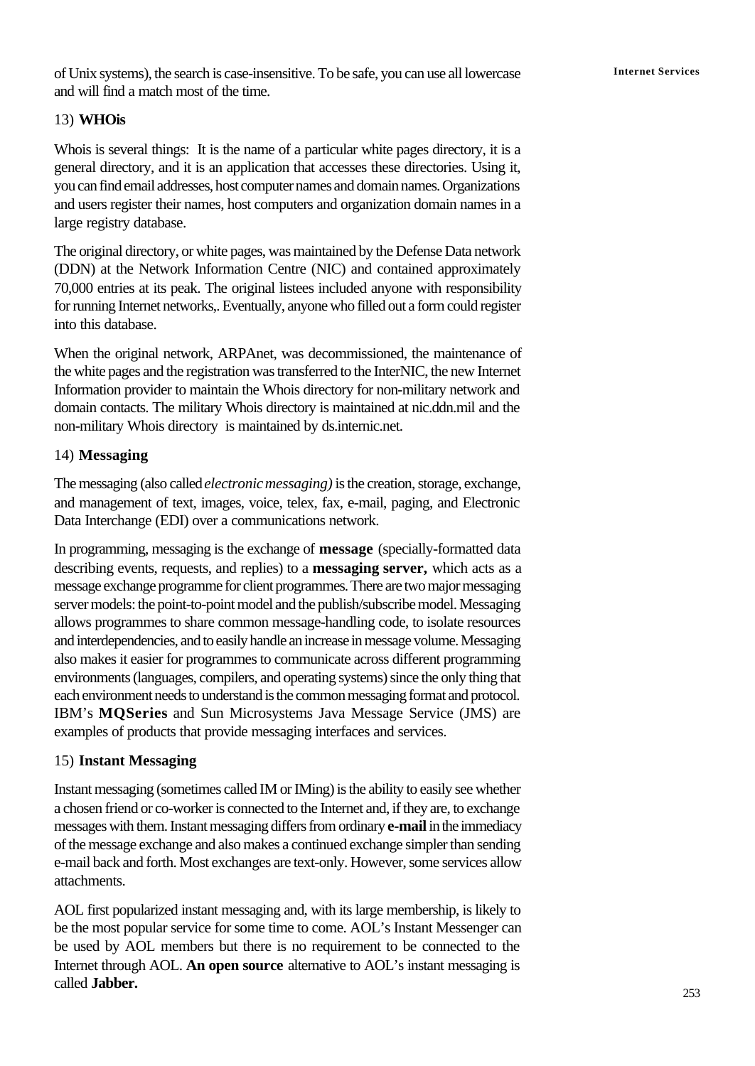of Unix systems), the search is case-insensitive. To be safe, you can use all lowercase and will find a match most of the time.

13) **WHOis**

Whois is several things: It is the name of a particular white pages directory, it is a general directory, and it is an application that accesses these directories. Using it, you can find email addresses, host computer names and domain names. Organizations and users register their names, host computers and organization domain names in a large registry database.

The original directory, or white pages, was maintained by the Defense Data network (DDN) at the Network Information Centre (NIC) and contained approximately 70,000 entries at its peak. The original listees included anyone with responsibility for running Internet networks,. Eventually, anyone who filled out a form could register into this database.

When the original network, ARPAnet, was decommissioned, the maintenance of the white pages and the registration was transferred to the InterNIC, the new Internet Information provider to maintain the Whois directory for non-military network and domain contacts. The military Whois directory is maintained at nic.ddn.mil and the non-military Whois directory is maintained by ds.internic.net.

14) **Messaging**

The messaging (also called *electronic messaging)* is the creation, storage, exchange, and management of text, images, voice, telex, fax, e-mail, paging, and Electronic Data Interchange (EDI) over a communications network.

In programming, messaging is the exchange of **message** (specially-formatted data describing events, requests, and replies) to a **messaging server,** which acts as a message exchange programme for client programmes. There are two major messaging server models: the point-to-point model and the publish/subscribe model. Messaging allows programmes to share common message-handling code, to isolate resources and interdependencies, and to easily handle an increase in message volume. Messaging also makes it easier for programmes to communicate across different programming environments (languages, compilers, and operating systems) since the only thing that each environment needs to understand is the common messaging format and protocol. IBM's **MQSeries** and Sun Microsystems Java Message Service (JMS) are examples of products that provide messaging interfaces and services.

15) **Instant Messaging**

Instant messaging (sometimes called IM or IMing) is the ability to easily see whether a chosen friend or co-worker is connected to the Internet and, if they are, to exchange messages with them. Instant messaging differs from ordinary **e-mail** in the immediacy of the message exchange and also makes a continued exchange simpler than sending e-mail back and forth. Most exchanges are text-only. However, some services allow attachments.

AOL first popularized instant messaging and, with its large membership, is likely to be the most popular service for some time to come. AOL's Instant Messenger can be used by AOL members but there is no requirement to be connected to the Internet through AOL. **An open source** alternative to AOL's instant messaging is called **Jabber.**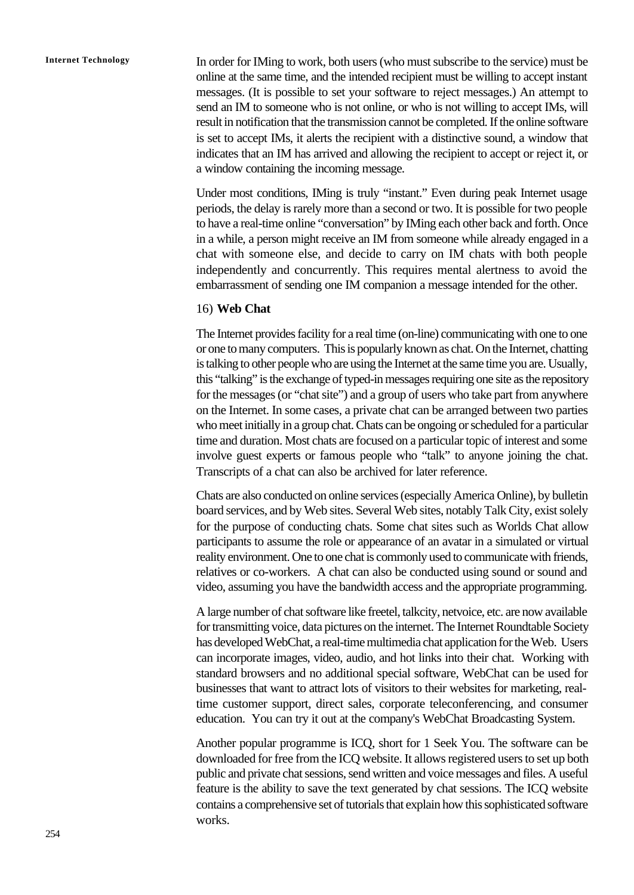In order for IMing to work, both users (who must subscribe to the service) must be online at the same time, and the intended recipient must be willing to accept instant messages. (It is possible to set your software to reject messages.) An attempt to send an IM to someone who is not online, or who is not willing to accept IMs, will result in notification that the transmission cannot be completed. If the online software is set to accept IMs, it alerts the recipient with a distinctive sound, a window that indicates that an IM has arrived and allowing the recipient to accept or reject it, or a window containing the incoming message.

Under most conditions, IMing is truly "instant." Even during peak Internet usage periods, the delay is rarely more than a second or two. It is possible for two people to have a real-time online "conversation" by IMing each other back and forth. Once in a while, a person might receive an IM from someone while already engaged in a chat with someone else, and decide to carry on IM chats with both people independently and concurrently. This requires mental alertness to avoid the embarrassment of sending one IM companion a message intended for the other.

16) **Web Chat**

The Internet provides facility for a real time (on-line) communicating with one to one or one to many computers. This is popularly known as chat. On the Internet, chatting is talking to other people who are using the Internet at the same time you are. Usually, this "talking" is the exchange of typed-in messages requiring one site as the repository for the messages (or "chat site") and a group of users who take part from anywhere on the Internet. In some cases, a private chat can be arranged between two parties who meet initially in a group chat. Chats can be ongoing or scheduled for a particular time and duration. Most chats are focused on a particular topic of interest and some involve guest experts or famous people who "talk" to anyone joining the chat. Transcripts of a chat can also be archived for later reference.

Chats are also conducted on online services (especially America Online), by bulletin board services, and by Web sites. Several Web sites, notably Talk City, exist solely for the purpose of conducting chats. Some chat sites such as Worlds Chat allow participants to assume the role or appearance of an avatar in a simulated or virtual reality environment. One to one chat is commonly used to communicate with friends, relatives or co-workers. A chat can also be conducted using sound or sound and video, assuming you have the bandwidth access and the appropriate programming.

A large number of chat software like freetel, talkcity, netvoice, etc. are now available for transmitting voice, data pictures on the internet. The Internet Roundtable Society has developed WebChat, a real-time multimedia chat application for the Web. Users can incorporate images, video, audio, and hot links into their chat. Working with standard browsers and no additional special software, WebChat can be used for businesses that want to attract lots of visitors to their websites for marketing, real-time customer support, direct sales, corporate teleconferencing, and consumer education. You can try it out at the company's WebChat Broadcasting System.

Another popular programme is ICQ, short for 1 Seek You. The software can be downloaded for free from the ICQ website. It allows registered users to set up both public and private chat sessions, send written and voice messages and files. A useful feature is the ability to save the text generated by chat sessions. The ICQ website contains a comprehensive set of tutorials that explain how this sophisticated software works.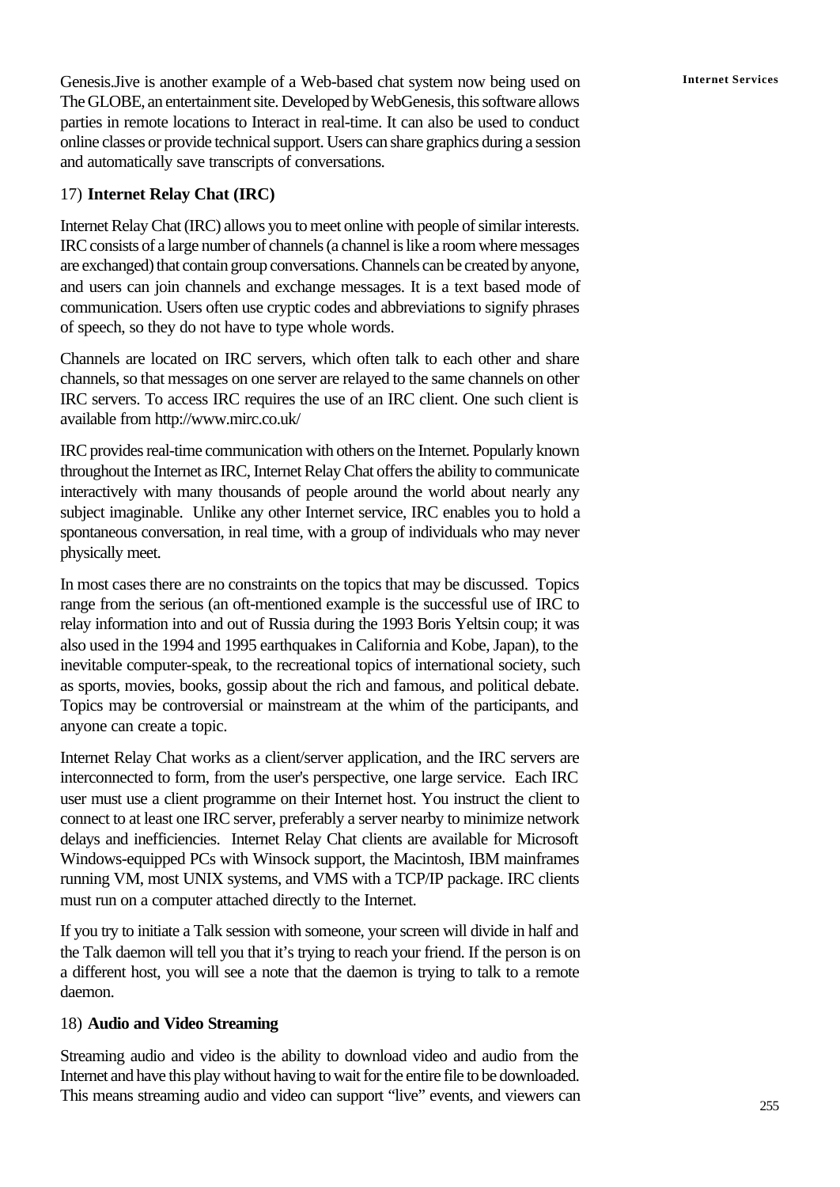Genesis.Jive is another example of a Web-based chat system now being used on The GLOBE, an entertainment site. Developed by WebGenesis, this software allows parties in remote locations to Interact in real-time. It can also be used to conduct online classes or provide technical support. Users can share graphics during a session and automatically save transcripts of conversations.

### 17) **Internet Relay Chat (IRC)**

Internet Relay Chat (IRC) allows you to meet online with people of similar interests. IRC consists of a large number of channels (a channel is like a room where messages are exchanged) that contain group conversations. Channels can be created by anyone, and users can join channels and exchange messages. It is a text based mode of communication. Users often use cryptic codes and abbreviations to signify phrases of speech, so they do not have to type whole words.

Channels are located on IRC servers, which often talk to each other and share channels, so that messages on one server are relayed to the same channels on other IRC servers. To access IRC requires the use of an IRC client. One such client is available from http://www.mirc.co.uk/

IRC provides real-time communication with others on the Internet. Popularly known throughout the Internet as IRC, Internet Relay Chat offers the ability to communicate interactively with many thousands of people around the world about nearly any subject imaginable. Unlike any other Internet service, IRC enables you to hold a spontaneous conversation, in real time, with a group of individuals who may never physically meet.

In most cases there are no constraints on the topics that may be discussed. Topics range from the serious (an oft-mentioned example is the successful use of IRC to relay information into and out of Russia during the 1993 Boris Yeltsin coup; it was also used in the 1994 and 1995 earthquakes in California and Kobe, Japan), to the inevitable computer-speak, to the recreational topics of international society, such as sports, movies, books, gossip about the rich and famous, and political debate. Topics may be controversial or mainstream at the whim of the participants, and anyone can create a topic.

Internet Relay Chat works as a client/server application, and the IRC servers are interconnected to form, from the user's perspective, one large service. Each IRC user must use a client programme on their Internet host. You instruct the client to connect to at least one IRC server, preferably a server nearby to minimize network delays and inefficiencies. Internet Relay Chat clients are available for Microsoft Windows-equipped PCs with Winsock support, the Macintosh, IBM mainframes running VM, most UNIX systems, and VMS with a TCP/IP package. IRC clients must run on a computer attached directly to the Internet.

If you try to initiate a Talk session with someone, your screen will divide in half and the Talk daemon will tell you that it's trying to reach your friend. If the person is on a different host, you will see a note that the daemon is trying to talk to a remote daemon.

### 18) **Audio and Video Streaming**

Streaming audio and video is the ability to download video and audio from the Internet and have this play without having to wait for the entire file to be downloaded. This means streaming audio and video can support "live" events, and viewers can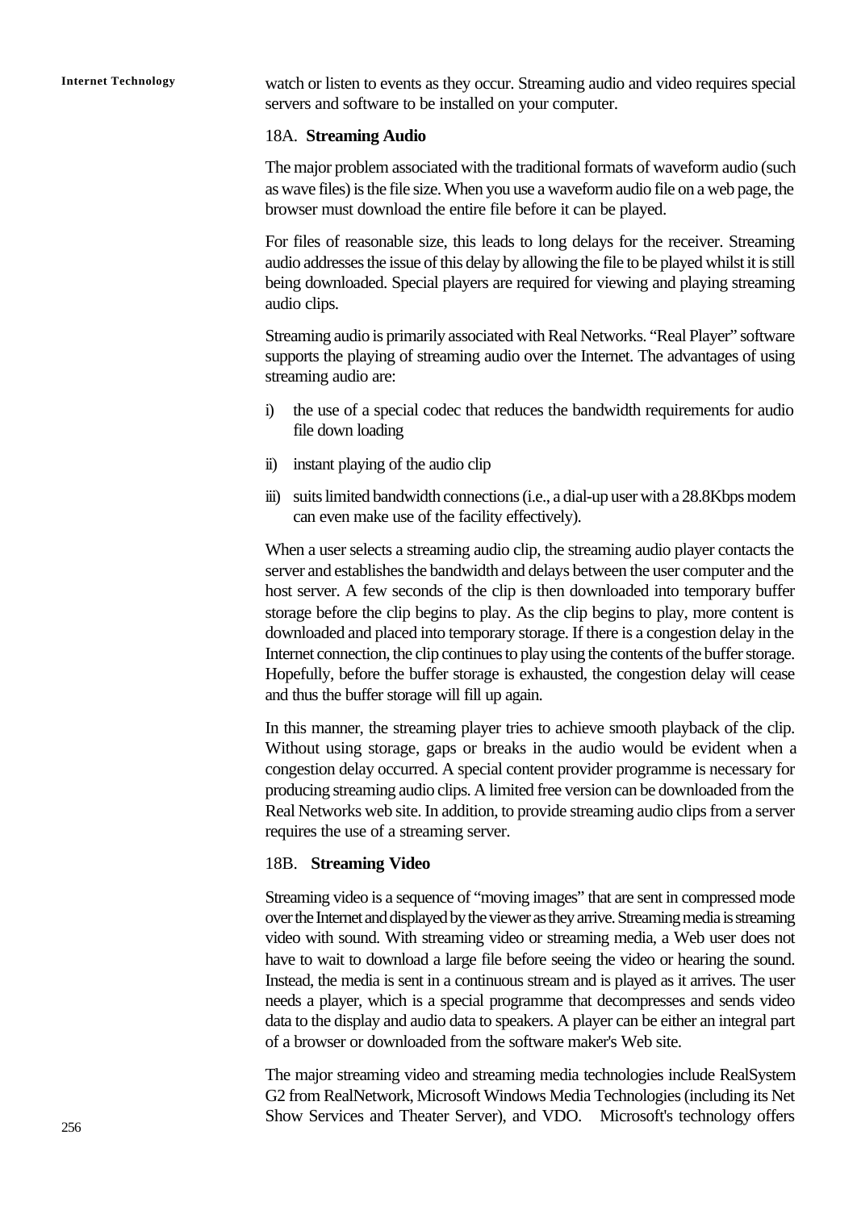watch or listen to events as they occur. Streaming audio and video requires special servers and software to be installed on your computer.

### 18A. **Streaming Audio**

The major problem associated with the traditional formats of waveform audio (such as wave files) is the file size. When you use a waveform audio file on a web page, the browser must download the entire file before it can be played.

For files of reasonable size, this leads to long delays for the receiver. Streaming audio addresses the issue of this delay by allowing the file to be played whilst it is still being downloaded. Special players are required for viewing and playing streaming audio clips.

Streaming audio is primarily associated with Real Networks. "Real Player" software supports the playing of streaming audio over the Internet. The advantages of using streaming audio are:

i) the use of a special codec that reduces the bandwidth requirements for audio file down loading

ii) instant playing of the audio clip

iii) suits limited bandwidth connections (i.e., a dial-up user with a 28.8Kbps modem can even make use of the facility effectively).

When a user selects a streaming audio clip, the streaming audio player contacts the server and establishes the bandwidth and delays between the user computer and the host server. A few seconds of the clip is then downloaded into temporary buffer storage before the clip begins to play. As the clip begins to play, more content is downloaded and placed into temporary storage. If there is a congestion delay in the Internet connection, the clip continues to play using the contents of the buffer storage. Hopefully, before the buffer storage is exhausted, the congestion delay will cease and thus the buffer storage will fill up again.

In this manner, the streaming player tries to achieve smooth playback of the clip. Without using storage, gaps or breaks in the audio would be evident when a congestion delay occurred. A special content provider programme is necessary for producing streaming audio clips. A limited free version can be downloaded from the Real Networks web site. In addition, to provide streaming audio clips from a server requires the use of a streaming server.

### 18B. **Streaming Video**

Streaming video is a sequence of "moving images" that are sent in compressed mode over the Internet and displayed by the viewer as they arrive. Streaming media is streaming video with sound. With streaming video or streaming media, a Web user does not have to wait to download a large file before seeing the video or hearing the sound. Instead, the media is sent in a continuous stream and is played as it arrives. The user needs a player, which is a special programme that decompresses and sends video data to the display and audio data to speakers. A player can be either an integral part of a browser or downloaded from the software maker's Web site.

The major streaming video and streaming media technologies include RealSystem G2 from RealNetwork, Microsoft Windows Media Technologies (including its Net Show Services and Theater Server), and VDO. Microsoft's technology offers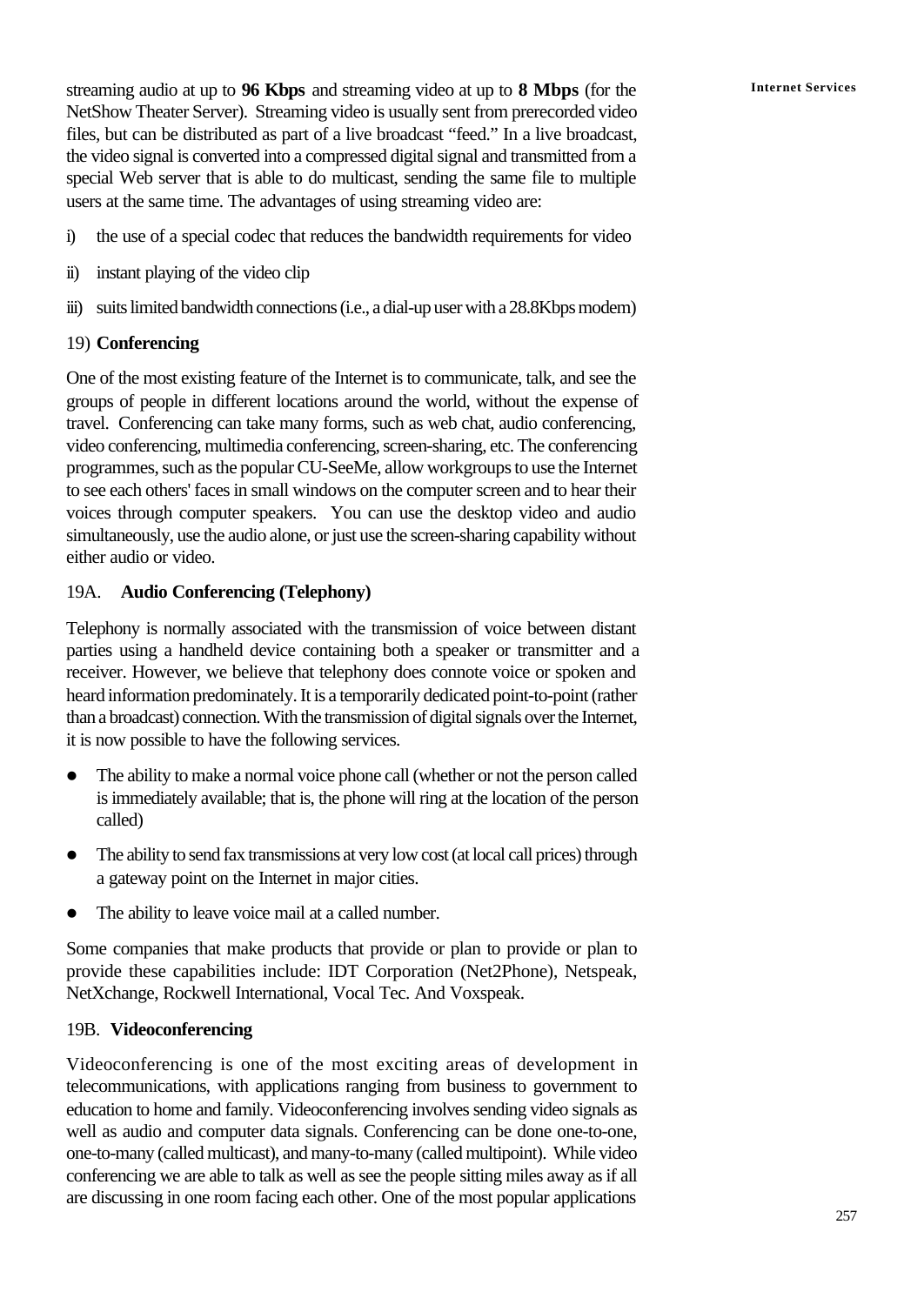streaming audio at up to **96 Kbps** and streaming video at up to **8 Mbps** (for the NetShow Theater Server). Streaming video is usually sent from prerecorded video files, but can be distributed as part of a live broadcast "feed." In a live broadcast, the video signal is converted into a compressed digital signal and transmitted from a special Web server that is able to do multicast, sending the same file to multiple users at the same time. The advantages of using streaming video are:

i) the use of a special codec that reduces the bandwidth requirements for video

ii) instant playing of the video clip

iii) suits limited bandwidth connections (i.e., a dial-up user with a 28.8Kbps modem)

19) **Conferencing**

One of the most existing feature of the Internet is to communicate, talk, and see the groups of people in different locations around the world, without the expense of travel. Conferencing can take many forms, such as web chat, audio conferencing, video conferencing, multimedia conferencing, screen-sharing, etc. The conferencing programmes, such as the popular CU-SeeMe, allow workgroups to use the Internet to see each others' faces in small windows on the computer screen and to hear their voices through computer speakers. You can use the desktop video and audio simultaneously, use the audio alone, or just use the screen-sharing capability without either audio or video.

19A. **Audio Conferencing (Telephony)**

Telephony is normally associated with the transmission of voice between distant parties using a handheld device containing both a speaker or transmitter and a receiver. However, we believe that telephony does connote voice or spoken and heard information predominately. It is a temporarily dedicated point-to-point (rather than a broadcast) connection. With the transmission of digital signals over the Internet, it is now possible to have the following services.

- The ability to make a normal voice phone call (whether or not the person called is immediately available; that is, the phone will ring at the location of the person called)
- The ability to send fax transmissions at very low cost (at local call prices) through a gateway point on the Internet in major cities.
- The ability to leave voice mail at a called number.

Some companies that make products that provide or plan to provide or plan to provide these capabilities include: IDT Corporation (Net2Phone), Netspeak, NetXchange, Rockwell International, Vocal Tec. And Voxspeak.

19B. **Videoconferencing**

Videoconferencing is one of the most exciting areas of development in telecommunications, with applications ranging from business to government to education to home and family. Videoconferencing involves sending video signals as well as audio and computer data signals. Conferencing can be done one-to-one, one-to-many (called multicast), and many-to-many (called multipoint). While video conferencing we are able to talk as well as see the people sitting miles away as if all are discussing in one room facing each other. One of the most popular applications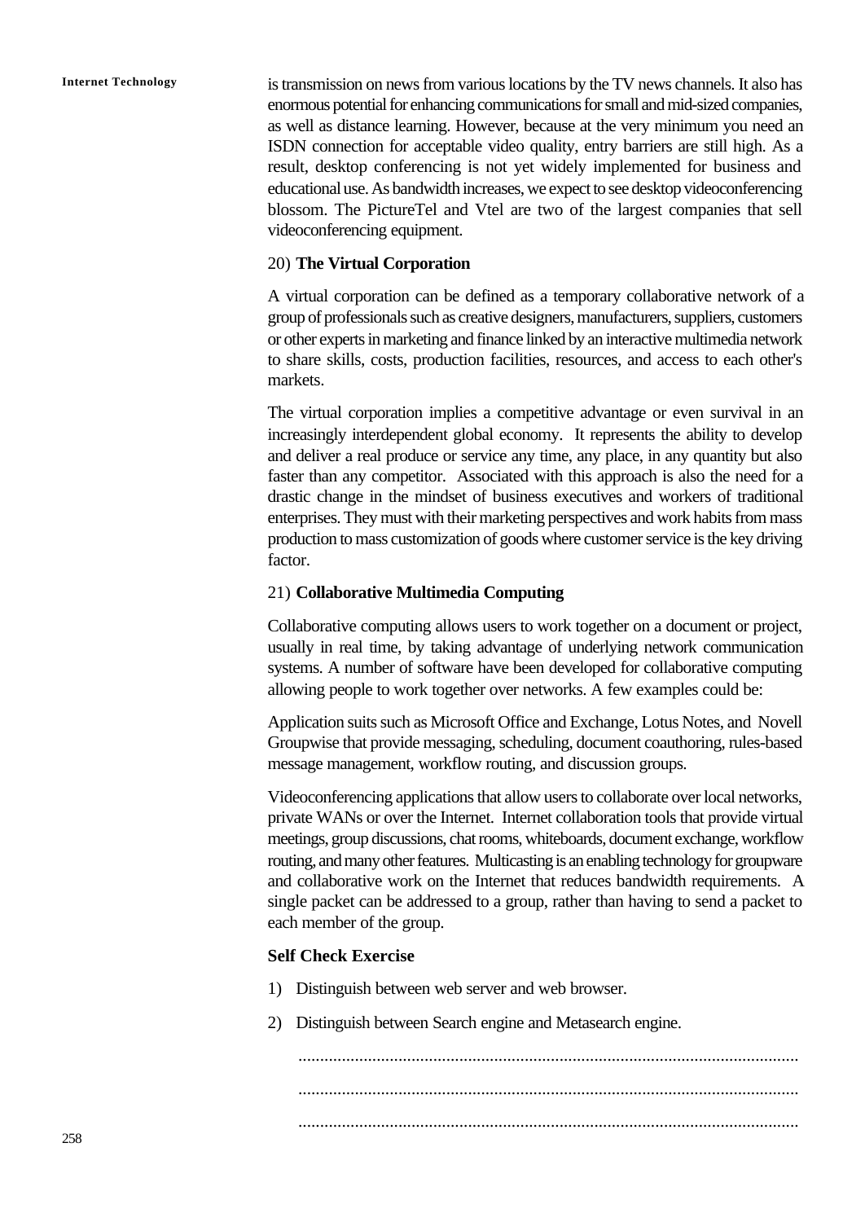is transmission on news from various locations by the TV news channels. It also has enormous potential for enhancing communications for small and mid-sized companies, as well as distance learning. However, because at the very minimum you need an ISDN connection for acceptable video quality, entry barriers are still high. As a result, desktop conferencing is not yet widely implemented for business and educational use. As bandwidth increases, we expect to see desktop videoconferencing blossom. The PictureTel and Vtel are two of the largest companies that sell videoconferencing equipment.

20) **The Virtual Corporation**

A virtual corporation can be defined as a temporary collaborative network of a group of professionals such as creative designers, manufacturers, suppliers, customers or other experts in marketing and finance linked by an interactive multimedia network to share skills, costs, production facilities, resources, and access to each other's markets.

The virtual corporation implies a competitive advantage or even survival in an increasingly interdependent global economy. It represents the ability to develop and deliver a real produce or service any time, any place, in any quantity but also faster than any competitor. Associated with this approach is also the need for a drastic change in the mindset of business executives and workers of traditional enterprises. They must with their marketing perspectives and work habits from mass production to mass customization of goods where customer service is the key driving factor.

21) **Collaborative Multimedia Computing**

Collaborative computing allows users to work together on a document or project, usually in real time, by taking advantage of underlying network communication systems. A number of software have been developed for collaborative computing allowing people to work together over networks. A few examples could be:

Application suits such as Microsoft Office and Exchange, Lotus Notes, and Novell Groupwise that provide messaging, scheduling, document coauthoring, rules-based message management, workflow routing, and discussion groups.

Videoconferencing applications that allow users to collaborate over local networks, private WANs or over the Internet. Internet collaboration tools that provide virtual meetings, group discussions, chat rooms, whiteboards, document exchange, workflow routing, and many other features. Multicasting is an enabling technology for groupware and collaborative work on the Internet that reduces bandwidth requirements. A single packet can be addressed to a group, rather than having to send a packet to each member of the group.

**Self Check Exercise**

1) Distinguish between web server and web browser.

2) Distinguish between Search engine and Metasearch engine.

..................................................................................................................

..................................................................................................................

..................................................................................................................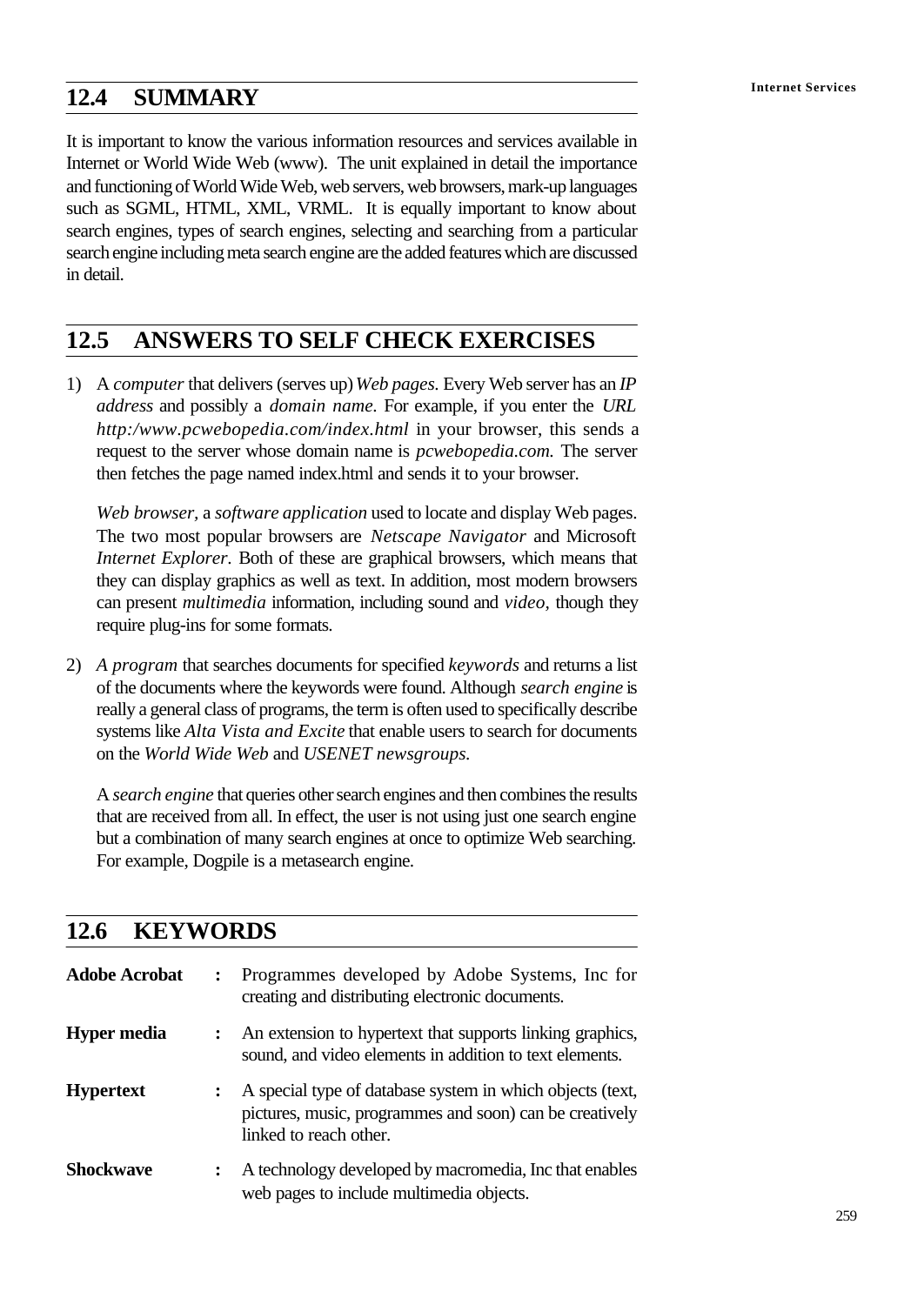## 12.4 SUMMARY

It is important to know the various information resources and services available in Internet or World Wide Web (www). The unit explained in detail the importance and functioning of World Wide Web, web servers, web browsers, mark-up languages such as SGML, HTML, XML, VRML. It is equally important to know about search engines, types of search engines, selecting and searching from a particular search engine including meta search engine are the added features which are discussed in detail.

## 12.5 ANSWERS TO SELF CHECK EXERCISES

1) A *computer* that delivers (serves up) *Web pages*. Every Web server has an *IP address* and possibly a *domain name*. For example, if you enter the *URL http:/www.pcwebopedia.com/index.html* in your browser, this sends a request to the server whose domain name is *pcwebopedia.com*. The server then fetches the page named index.html and sends it to your browser.

   *Web browser*, a *software application* used to locate and display Web pages. The two most popular browsers are *Netscape Navigator* and Microsoft *Internet Explorer*. Both of these are graphical browsers, which means that they can display graphics as well as text. In addition, most modern browsers can present *multimedia* information, including sound and *video*, though they require plug-ins for some formats.

2) *A program* that searches documents for specified *keywords* and returns a list of the documents where the keywords were found. Although *search engine* is really a general class of programs, the term is often used to specifically describe systems like *Alta Vista and Excite* that enable users to search for documents on the *World Wide Web* and *USENET newsgroups*.

   A *search engine* that queries other search engines and then combines the results that are received from all. In effect, the user is not using just one search engine but a combination of many search engines at once to optimize Web searching. For example, Dogpile is a metasearch engine.

## 12.6 KEYWORDS

| | | |
|---|---|---|
| **Adobe Acrobat** | : | Programmes developed by Adobe Systems, Inc for creating and distributing electronic documents. |
| **Hyper media** | : | An extension to hypertext that supports linking graphics, sound, and video elements in addition to text elements. |
| **Hypertext** | : | A special type of database system in which objects (text, pictures, music, programmes and soon) can be creatively linked to reach other. |
| **Shockwave** | : | A technology developed by macromedia, Inc that enables web pages to include multimedia objects. |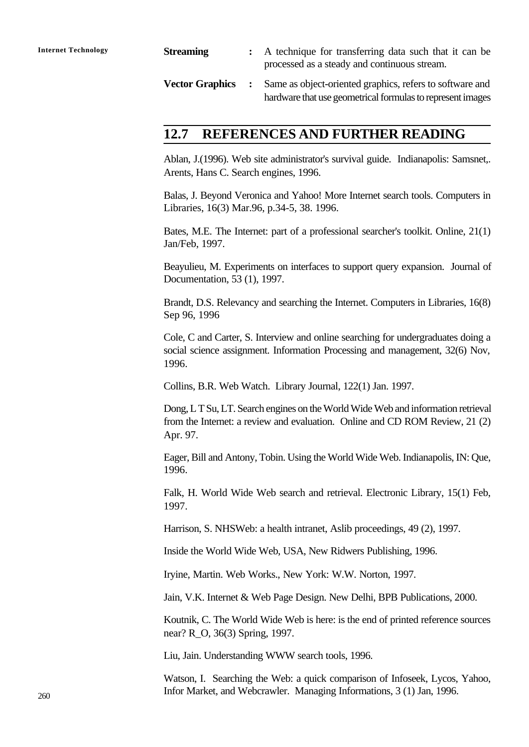**Streaming** : A technique for transferring data such that it can be processed as a steady and continuous stream.

**Vector Graphics** : Same as object-oriented graphics, refers to software and hardware that use geometrical formulas to represent images

## 12.7 REFERENCES AND FURTHER READING

Ablan, J.(1996). Web site administrator's survival guide. Indianapolis: Samsnet,. Arents, Hans C. Search engines, 1996.

Balas, J. Beyond Veronica and Yahoo! More Internet search tools. Computers in Libraries, 16(3) Mar.96, p.34-5, 38. 1996.

Bates, M.E. The Internet: part of a professional searcher's toolkit. Online, 21(1) Jan/Feb, 1997.

Beayulieu, M. Experiments on interfaces to support query expansion. Journal of Documentation, 53 (1), 1997.

Brandt, D.S. Relevancy and searching the Internet. Computers in Libraries, 16(8) Sep 96, 1996

Cole, C and Carter, S. Interview and online searching for undergraduates doing a social science assignment. Information Processing and management, 32(6) Nov, 1996.

Collins, B.R. Web Watch. Library Journal, 122(1) Jan. 1997.

Dong, L T Su, LT. Search engines on the World Wide Web and information retrieval from the Internet: a review and evaluation. Online and CD ROM Review, 21 (2) Apr. 97.

Eager, Bill and Antony, Tobin. Using the World Wide Web. Indianapolis, IN: Que, 1996.

Falk, H. World Wide Web search and retrieval. Electronic Library, 15(1) Feb, 1997.

Harrison, S. NHSWeb: a health intranet, Aslib proceedings, 49 (2), 1997.

Inside the World Wide Web, USA, New Ridwers Publishing, 1996.

Iryine, Martin. Web Works., New York: W.W. Norton, 1997.

Jain, V.K. Internet & Web Page Design. New Delhi, BPB Publications, 2000.

Koutnik, C. The World Wide Web is here: is the end of printed reference sources near? R_O, 36(3) Spring, 1997.

Liu, Jain. Understanding WWW search tools, 1996.

Watson, I. Searching the Web: a quick comparison of Infoseek, Lycos, Yahoo, Infor Market, and Webcrawler. Managing Informations, 3 (1) Jan, 1996.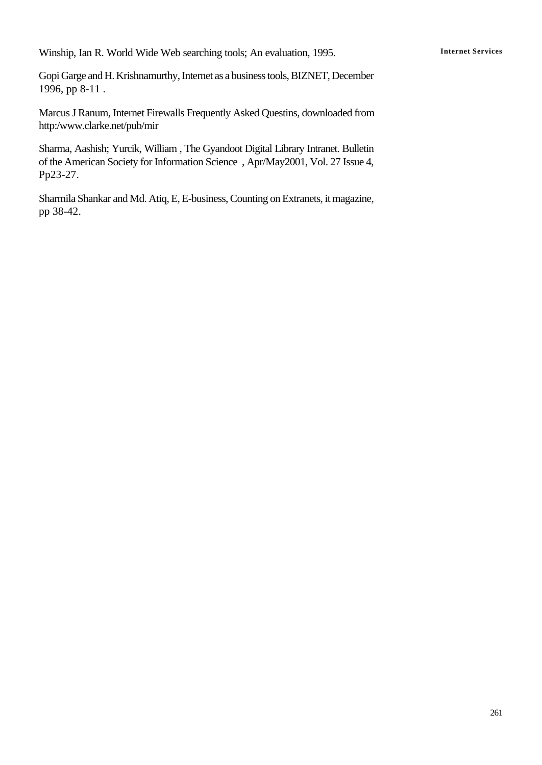Winship, Ian R. World Wide Web searching tools; An evaluation, 1995.

Gopi Garge and H. Krishnamurthy, Internet as a business tools, BIZNET, December 1996, pp 8-11 .

Marcus J Ranum, Internet Firewalls Frequently Asked Questins, downloaded from http:/www.clarke.net/pub/mir

Sharma, Aashish; Yurcik, William , The Gyandoot Digital Library Intranet. Bulletin of the American Society for Information Science , Apr/May2001, Vol. 27 Issue 4, Pp23-27.

Sharmila Shankar and Md. Atiq, E, E-business, Counting on Extranets, it magazine, pp 38-42.